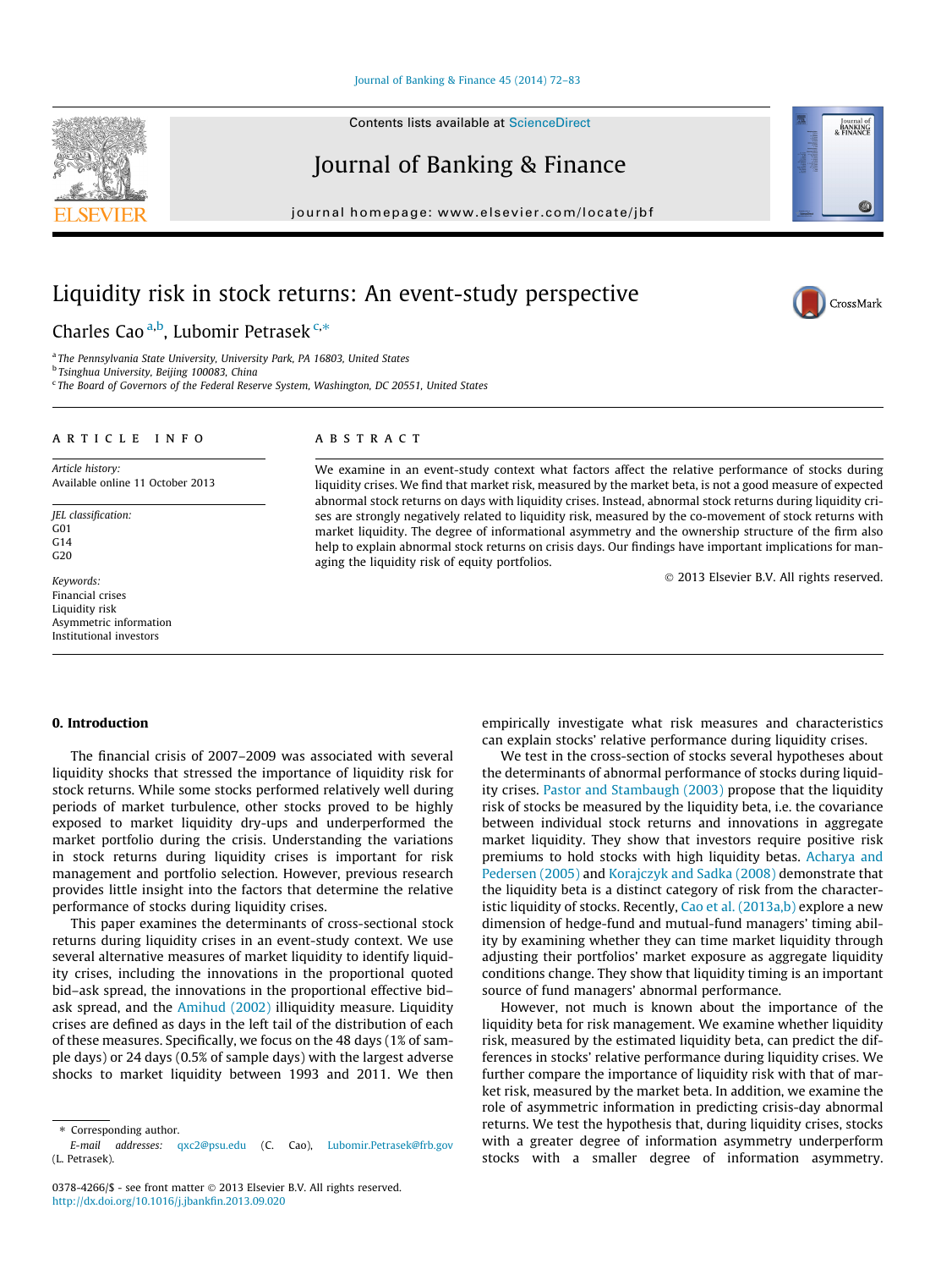# Liquidity risk in stock returns: An event-study perspective

Charles Cao [a,b], Lubomir Petrasek [c,*]

[a] The Pennsylvania State University, University Park, PA 16803, United States
[b] Tsinghua University, Beijing 100083, China
[c] The Board of Governors of the Federal Reserve System, Washington, DC 20551, United States

**ARTICLE INFO**

*Article history:*
Available online 11 October 2013

*JEL classification:*
G01
G14
G20

*Keywords:*
Financial crises
Liquidity risk
Asymmetric information
Institutional investors

**ABSTRACT**

We examine in an event-study context what factors affect the relative performance of stocks during liquidity crises. We find that market risk, measured by the market beta, is not a good measure of expected abnormal stock returns on days with liquidity crises. Instead, abnormal stock returns during liquidity crises are strongly negatively related to liquidity risk, measured by the co-movement of stock returns with market liquidity. The degree of informational asymmetry and the ownership structure of the firm also help to explain abnormal stock returns on crisis days. Our findings have important implications for managing the liquidity risk of equity portfolios.

© 2013 Elsevier B.V. All rights reserved.

## 0. Introduction

The financial crisis of 2007–2009 was associated with several liquidity shocks that stressed the importance of liquidity risk for stock returns. While some stocks performed relatively well during periods of market turbulence, other stocks proved to be highly exposed to market liquidity dry-ups and underperformed the market portfolio during the crisis. Understanding the variations in stock returns during liquidity crises is important for risk management and portfolio selection. However, previous research provides little insight into the factors that determine the relative performance of stocks during liquidity crises.

This paper examines the determinants of cross-sectional stock returns during liquidity crises in an event-study context. We use several alternative measures of market liquidity to identify liquidity crises, including the innovations in the proportional quoted bid–ask spread, the innovations in the proportional effective bid–ask spread, and the Amihud (2002) illiquidity measure. Liquidity crises are defined as days in the left tail of the distribution of each of these measures. Specifically, we focus on the 48 days (1% of sample days) or 24 days (0.5% of sample days) with the largest adverse shocks to market liquidity between 1993 and 2011. We then empirically investigate what risk measures and characteristics can explain stocks' relative performance during liquidity crises.

We test in the cross-section of stocks several hypotheses about the determinants of abnormal performance of stocks during liquidity crises. Pastor and Stambaugh (2003) propose that the liquidity risk of stocks be measured by the liquidity beta, i.e. the covariance between individual stock returns and innovations in aggregate market liquidity. They show that investors require positive risk premiums to hold stocks with high liquidity betas. Acharya and Pedersen (2005) and Korajczyk and Sadka (2008) demonstrate that the liquidity beta is a distinct category of risk from the characteristic liquidity of stocks. Recently, Cao et al. (2013a,b) explore a new dimension of hedge-fund and mutual-fund managers' timing ability by examining whether they can time market liquidity through adjusting their portfolios' market exposure as aggregate liquidity conditions change. They show that liquidity timing is an important source of fund managers' abnormal performance.

However, not much is known about the importance of the liquidity beta for risk management. We examine whether liquidity risk, measured by the estimated liquidity beta, can predict the differences in stocks' relative performance during liquidity crises. We further compare the importance of liquidity risk with that of market risk, measured by the market beta. In addition, we examine the role of asymmetric information in predicting crisis-day abnormal returns. We test the hypothesis that, during liquidity crises, stocks with a greater degree of information asymmetry underperform stocks with a smaller degree of information asymmetry.

---

\* Corresponding author.
*E-mail addresses:* qxc2@psu.edu (C. Cao), Lubomir.Petrasek@frb.gov (L. Petrasek).

0378-4266/$ - see front matter © 2013 Elsevier B.V. All rights reserved.
http://dx.doi.org/10.1016/j.jbankfin.2013.09.020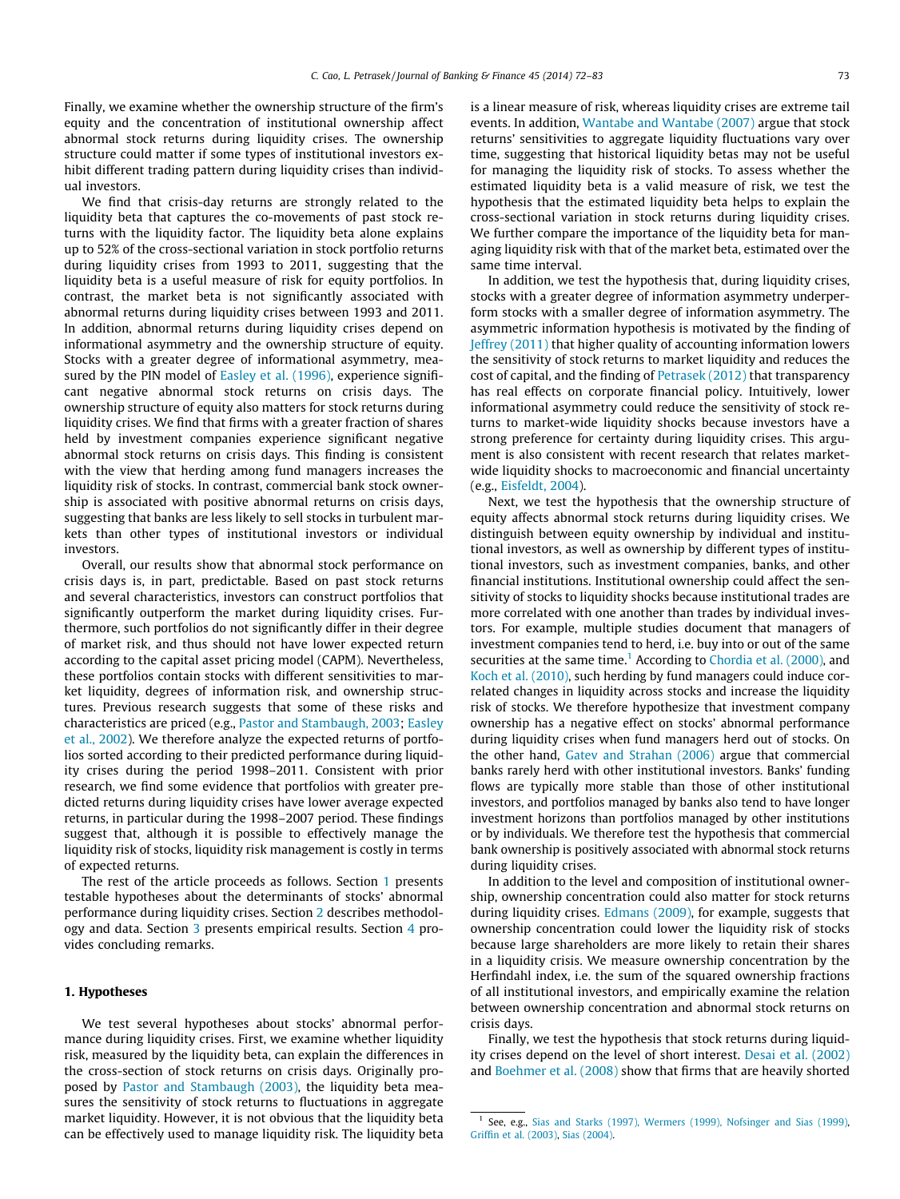Finally, we examine whether the ownership structure of the firm's equity and the concentration of institutional ownership affect abnormal stock returns during liquidity crises. The ownership structure could matter if some types of institutional investors exhibit different trading pattern during liquidity crises than individual investors.

We find that crisis-day returns are strongly related to the liquidity beta that captures the co-movements of past stock returns with the liquidity factor. The liquidity beta alone explains up to 52% of the cross-sectional variation in stock portfolio returns during liquidity crises from 1993 to 2011, suggesting that the liquidity beta is a useful measure of risk for equity portfolios. In contrast, the market beta is not significantly associated with abnormal returns during liquidity crises between 1993 and 2011. In addition, abnormal returns during liquidity crises depend on informational asymmetry and the ownership structure of equity. Stocks with a greater degree of informational asymmetry, measured by the PIN model of Easley et al. (1996), experience significant negative abnormal stock returns on crisis days. The ownership structure of equity also matters for stock returns during liquidity crises. We find that firms with a greater fraction of shares held by investment companies experience significant negative abnormal stock returns on crisis days. This finding is consistent with the view that herding among fund managers increases the liquidity risk of stocks. In contrast, commercial bank stock ownership is associated with positive abnormal returns on crisis days, suggesting that banks are less likely to sell stocks in turbulent markets than other types of institutional investors or individual investors.

Overall, our results show that abnormal stock performance on crisis days is, in part, predictable. Based on past stock returns and several characteristics, investors can construct portfolios that significantly outperform the market during liquidity crises. Furthermore, such portfolios do not significantly differ in their degree of market risk, and thus should not have lower expected return according to the capital asset pricing model (CAPM). Nevertheless, these portfolios contain stocks with different sensitivities to market liquidity, degrees of information risk, and ownership structures. Previous research suggests that some of these risks and characteristics are priced (e.g., Pastor and Stambaugh, 2003; Easley et al., 2002). We therefore analyze the expected returns of portfolios sorted according to their predicted performance during liquidity crises during the period 1998–2011. Consistent with prior research, we find some evidence that portfolios with greater predicted returns during liquidity crises have lower average expected returns, in particular during the 1998–2007 period. These findings suggest that, although it is possible to effectively manage the liquidity risk of stocks, liquidity risk management is costly in terms of expected returns.

The rest of the article proceeds as follows. Section 1 presents testable hypotheses about the determinants of stocks' abnormal performance during liquidity crises. Section 2 describes methodology and data. Section 3 presents empirical results. Section 4 provides concluding remarks.

## 1. Hypotheses

We test several hypotheses about stocks' abnormal performance during liquidity crises. First, we examine whether liquidity risk, measured by the liquidity beta, can explain the differences in the cross-section of stock returns on crisis days. Originally proposed by Pastor and Stambaugh (2003), the liquidity beta measures the sensitivity of stock returns to fluctuations in aggregate market liquidity. However, it is not obvious that the liquidity beta can be effectively used to manage liquidity risk. The liquidity beta is a linear measure of risk, whereas liquidity crises are extreme tail events. In addition, Wantabe and Wantabe (2007) argue that stock returns' sensitivities to aggregate liquidity fluctuations vary over time, suggesting that historical liquidity betas may not be useful for managing the liquidity risk of stocks. To assess whether the estimated liquidity beta is a valid measure of risk, we test the hypothesis that the estimated liquidity beta helps to explain the cross-sectional variation in stock returns during liquidity crises. We further compare the importance of the liquidity beta for managing liquidity risk with that of the market beta, estimated over the same time interval.

In addition, we test the hypothesis that, during liquidity crises, stocks with a greater degree of information asymmetry underperform stocks with a smaller degree of information asymmetry. The asymmetric information hypothesis is motivated by the finding of Jeffrey (2011) that higher quality of accounting information lowers the sensitivity of stock returns to market liquidity and reduces the cost of capital, and the finding of Petrasek (2012) that transparency has real effects on corporate financial policy. Intuitively, lower informational asymmetry could reduce the sensitivity of stock returns to market-wide liquidity shocks because investors have a strong preference for certainty during liquidity crises. This argument is also consistent with recent research that relates market-wide liquidity shocks to macroeconomic and financial uncertainty (e.g., Eisfeldt, 2004).

Next, we test the hypothesis that the ownership structure of equity affects abnormal stock returns during liquidity crises. We distinguish between equity ownership by individual and institutional investors, as well as ownership by different types of institutional investors, such as investment companies, banks, and other financial institutions. Institutional ownership could affect the sensitivity of stocks to liquidity shocks because institutional trades are more correlated with one another than trades by individual investors. For example, multiple studies document that managers of investment companies tend to herd, i.e. buy into or out of the same securities at the same time.[1] According to Chordia et al. (2000), and Koch et al. (2010), such herding by fund managers could induce correlated changes in liquidity across stocks and increase the liquidity risk of stocks. We therefore hypothesize that investment company ownership has a negative effect on stocks' abnormal performance during liquidity crises when fund managers herd out of stocks. On the other hand, Gatev and Strahan (2006) argue that commercial banks rarely herd with other institutional investors. Banks' funding flows are typically more stable than those of other institutional investors, and portfolios managed by banks also tend to have longer investment horizons than portfolios managed by other institutions or by individuals. We therefore test the hypothesis that commercial bank ownership is positively associated with abnormal stock returns during liquidity crises.

In addition to the level and composition of institutional ownership, ownership concentration could also matter for stock returns during liquidity crises. Edmans (2009), for example, suggests that ownership concentration could lower the liquidity risk of stocks because large shareholders are more likely to retain their shares in a liquidity crisis. We measure ownership concentration by the Herfindahl index, i.e. the sum of the squared ownership fractions of all institutional investors, and empirically examine the relation between ownership concentration and abnormal stock returns on crisis days.

Finally, we test the hypothesis that stock returns during liquidity crises depend on the level of short interest. Desai et al. (2002) and Boehmer et al. (2008) show that firms that are heavily shorted

[1] See, e.g., Sias and Starks (1997), Wermers (1999), Nofsinger and Sias (1999), Griffin et al. (2003), Sias (2004).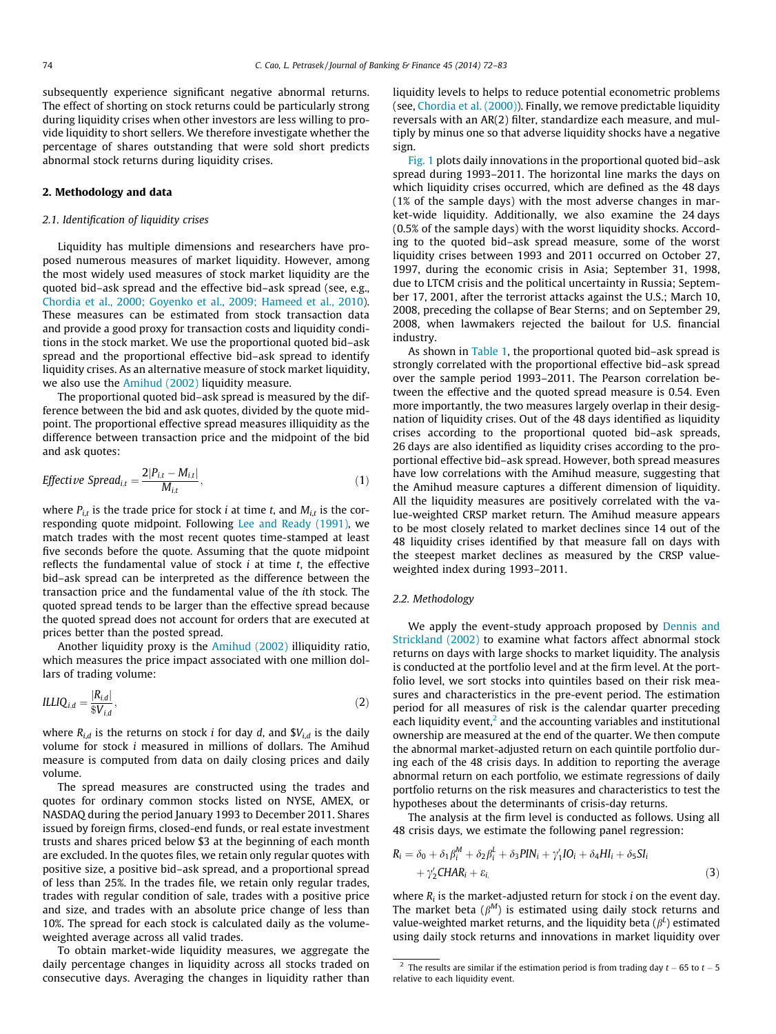subsequently experience significant negative abnormal returns. The effect of shorting on stock returns could be particularly strong during liquidity crises when other investors are less willing to provide liquidity to short sellers. We therefore investigate whether the percentage of shares outstanding that were sold short predicts abnormal stock returns during liquidity crises.

## 2. Methodology and data

### 2.1. Identification of liquidity crises

Liquidity has multiple dimensions and researchers have proposed numerous measures of market liquidity. However, among the most widely used measures of stock market liquidity are the quoted bid–ask spread and the effective bid–ask spread (see, e.g., Chordia et al., 2000; Goyenko et al., 2009; Hameed et al., 2010). These measures can be estimated from stock transaction data and provide a good proxy for transaction costs and liquidity conditions in the stock market. We use the proportional quoted bid–ask spread and the proportional effective bid–ask spread to identify liquidity crises. As an alternative measure of stock market liquidity, we also use the Amihud (2002) liquidity measure.

The proportional quoted bid–ask spread is measured by the difference between the bid and ask quotes, divided by the quote midpoint. The proportional effective spread measures illiquidity as the difference between transaction price and the midpoint of the bid and ask quotes:

$$Effective\ Spread_{i,t} = \frac{2|P_{i,t} - M_{i,t}|}{M_{i,t}}, \tag{1}$$

where $P_{i,t}$ is the trade price for stock $i$ at time $t$, and $M_{i,t}$ is the corresponding quote midpoint. Following Lee and Ready (1991), we match trades with the most recent quotes time-stamped at least five seconds before the quote. Assuming that the quote midpoint reflects the fundamental value of stock $i$ at time $t$, the effective bid–ask spread can be interpreted as the difference between the transaction price and the fundamental value of the $i$th stock. The quoted spread tends to be larger than the effective spread because the quoted spread does not account for orders that are executed at prices better than the posted spread.

Another liquidity proxy is the Amihud (2002) illiquidity ratio, which measures the price impact associated with one million dollars of trading volume:

$$ILLIQ_{i,d} = \frac{|R_{i,d}|}{\$V_{i,d}}, \tag{2}$$

where $R_{i,d}$ is the returns on stock $i$ for day $d$, and $\$V_{i,d}$ is the daily volume for stock $i$ measured in millions of dollars. The Amihud measure is computed from data on daily closing prices and daily volume.

The spread measures are constructed using the trades and quotes for ordinary common stocks listed on NYSE, AMEX, or NASDAQ during the period January 1993 to December 2011. Shares issued by foreign firms, closed-end funds, or real estate investment trusts and shares priced below \$3 at the beginning of each month are excluded. In the quotes files, we retain only regular quotes with positive size, a positive bid–ask spread, and a proportional spread of less than 25%. In the trades file, we retain only regular trades, trades with regular condition of sale, trades with a positive price and size, and trades with an absolute price change of less than 10%. The spread for each stock is calculated daily as the volume-weighted average across all valid trades.

To obtain market-wide liquidity measures, we aggregate the daily percentage changes in liquidity across all stocks traded on consecutive days. Averaging the changes in liquidity rather than liquidity levels to helps to reduce potential econometric problems (see, Chordia et al. (2000)). Finally, we remove predictable liquidity reversals with an AR(2) filter, standardize each measure, and multiply by minus one so that adverse liquidity shocks have a negative sign.

Fig. 1 plots daily innovations in the proportional quoted bid–ask spread during 1993–2011. The horizontal line marks the days on which liquidity crises occurred, which are defined as the 48 days (1% of the sample days) with the most adverse changes in market-wide liquidity. Additionally, we also examine the 24 days (0.5% of the sample days) with the worst liquidity shocks. According to the quoted bid–ask spread measure, some of the worst liquidity crises between 1993 and 2011 occurred on October 27, 1997, during the economic crisis in Asia; September 31, 1998, due to LTCM crisis and the political uncertainty in Russia; September 17, 2001, after the terrorist attacks against the U.S.; March 10, 2008, preceding the collapse of Bear Sterns; and on September 29, 2008, when lawmakers rejected the bailout for U.S. financial industry.

As shown in Table 1, the proportional quoted bid–ask spread is strongly correlated with the proportional effective bid–ask spread over the sample period 1993–2011. The Pearson correlation between the effective and the quoted spread measure is 0.54. Even more importantly, the two measures largely overlap in their designation of liquidity crises. Out of the 48 days identified as liquidity crises according to the proportional quoted bid–ask spreads, 26 days are also identified as liquidity crises according to the proportional effective bid–ask spread. However, both spread measures have low correlations with the Amihud measure, suggesting that the Amihud measure captures a different dimension of liquidity. All the liquidity measures are positively correlated with the value-weighted CRSP market return. The Amihud measure appears to be most closely related to market declines since 14 out of the 48 liquidity crises identified by that measure fall on days with the steepest market declines as measured by the CRSP value-weighted index during 1993–2011.

### 2.2. Methodology

We apply the event-study approach proposed by Dennis and Strickland (2002) to examine what factors affect abnormal stock returns on days with large shocks to market liquidity. The analysis is conducted at the portfolio level and at the firm level. At the portfolio level, we sort stocks into quintiles based on their risk measures and characteristics in the pre-event period. The estimation period for all measures of risk is the calendar quarter preceding each liquidity event,[2] and the accounting variables and institutional ownership are measured at the end of the quarter. We then compute the abnormal market-adjusted return on each quintile portfolio during each of the 48 crisis days. In addition to reporting the average abnormal return on each portfolio, we estimate regressions of daily portfolio returns on the risk measures and characteristics to test the hypotheses about the determinants of crisis-day returns.

The analysis at the firm level is conducted as follows. Using all 48 crisis days, we estimate the following panel regression:

$$R_i = \delta_0 + \delta_1 \beta_i^M + \delta_2 \beta_i^L + \delta_3 PIN_i + \gamma_1' IO_i + \delta_4 HI_i + \delta_5 SI_i + \gamma_2' CHAR_i + \varepsilon_i, \tag{3}$$

where $R_i$ is the market-adjusted return for stock $i$ on the event day. The market beta ($\beta^M$) is estimated using daily stock returns and value-weighted market returns, and the liquidity beta ($\beta^L$) estimated using daily stock returns and innovations in market liquidity over

[2] The results are similar if the estimation period is from trading day $t-65$ to $t-5$ relative to each liquidity event.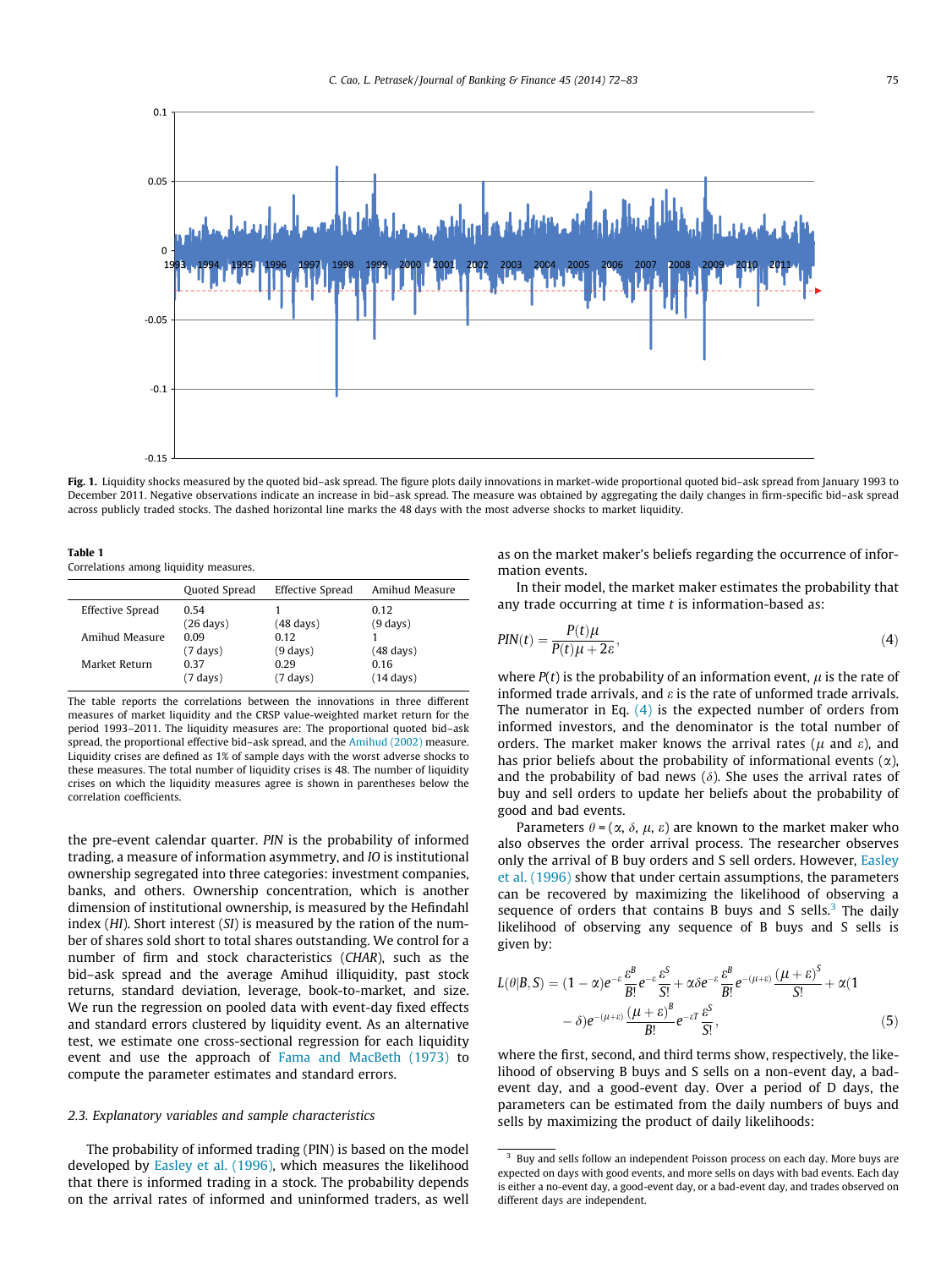**Fig. 1.** Liquidity shocks measured by the quoted bid–ask spread. The figure plots daily innovations in market-wide proportional quoted bid–ask spread from January 1993 to December 2011. Negative observations indicate an increase in bid–ask spread. The measure was obtained by aggregating the daily changes in firm-specific bid–ask spread across publicly traded stocks. The dashed horizontal line marks the 48 days with the most adverse shocks to market liquidity.

**Table 1**
Correlations among liquidity measures.

| | Quoted Spread | Effective Spread | Amihud Measure |
|---|---|---|---|
| Effective Spread | 0.54 (26 days) | 1 (48 days) | 0.12 (9 days) |
| Amihud Measure | 0.09 (7 days) | 0.12 (9 days) | 1 (48 days) |
| Market Return | 0.37 (7 days) | 0.29 (7 days) | 0.16 (14 days) |

The table reports the correlations between the innovations in three different measures of market liquidity and the CRSP value-weighted market return for the period 1993–2011. The liquidity measures are: The proportional quoted bid–ask spread, the proportional effective bid–ask spread, and the Amihud (2002) measure. Liquidity crises are defined as 1% of sample days with the worst adverse shocks to these measures. The total number of liquidity crises is 48. The number of liquidity crises on which the liquidity measures agree is shown in parentheses below the correlation coefficients.

the pre-event calendar quarter. *PIN* is the probability of informed trading, a measure of information asymmetry, and *IO* is institutional ownership segregated into three categories: investment companies, banks, and others. Ownership concentration, which is another dimension of institutional ownership, is measured by the Hefindahl index (*HI*). Short interest (*SI*) is measured by the ration of the number of shares sold short to total shares outstanding. We control for a number of firm and stock characteristics (*CHAR*), such as the bid–ask spread and the average Amihud illiquidity, past stock returns, standard deviation, leverage, book-to-market, and size. We run the regression on pooled data with event-day fixed effects and standard errors clustered by liquidity event. As an alternative test, we estimate one cross-sectional regression for each liquidity event and use the approach of Fama and MacBeth (1973) to compute the parameter estimates and standard errors.

### 2.3. Explanatory variables and sample characteristics

The probability of informed trading (PIN) is based on the model developed by Easley et al. (1996), which measures the likelihood that there is informed trading in a stock. The probability depends on the arrival rates of informed and uninformed traders, as well as on the market maker's beliefs regarding the occurrence of information events.

In their model, the market maker estimates the probability that any trade occurring at time $t$ is information-based as:

$$PIN(t) = \frac{P(t)\mu}{P(t)\mu + 2\varepsilon}, \tag{4}$$

where $P(t)$ is the probability of an information event, $\mu$ is the rate of informed trade arrivals, and $\varepsilon$ is the rate of unformed trade arrivals. The numerator in Eq. (4) is the expected number of orders from informed investors, and the denominator is the total number of orders. The market maker knows the arrival rates ($\mu$ and $\varepsilon$), and has prior beliefs about the probability of informational events ($\alpha$), and the probability of bad news ($\delta$). She uses the arrival rates of buy and sell orders to update her beliefs about the probability of good and bad events.

Parameters $\theta = (\alpha, \delta, \mu, \varepsilon)$ are known to the market maker who also observes the order arrival process. The researcher observes only the arrival of B buy orders and S sell orders. However, Easley et al. (1996) show that under certain assumptions, the parameters can be recovered by maximizing the likelihood of observing a sequence of orders that contains B buys and S sells.[3] The daily likelihood of observing any sequence of B buys and S sells is given by:

$$L(\theta|B,S) = (1-\alpha)e^{-\varepsilon}\frac{\varepsilon^B}{B!}e^{-\varepsilon}\frac{\varepsilon^S}{S!} + \alpha\delta e^{-\varepsilon}\frac{\varepsilon^B}{B!}e^{-(\mu+\varepsilon)}\frac{(\mu+\varepsilon)^S}{S!} + \alpha(1-\delta)e^{-(\mu+\varepsilon)}\frac{(\mu+\varepsilon)^B}{B!}e^{-\varepsilon T}\frac{\varepsilon^S}{S!}, \tag{5}$$

where the first, second, and third terms show, respectively, the likelihood of observing B buys and S sells on a non-event day, a bad-event day, and a good-event day. Over a period of D days, the parameters can be estimated from the daily numbers of buys and sells by maximizing the product of daily likelihoods:

[3] Buy and sells follow an independent Poisson process on each day. More buys are expected on days with good events, and more sells on days with bad events. Each day is either a no-event day, a good-event day, or a bad-event day, and trades observed on different days are independent.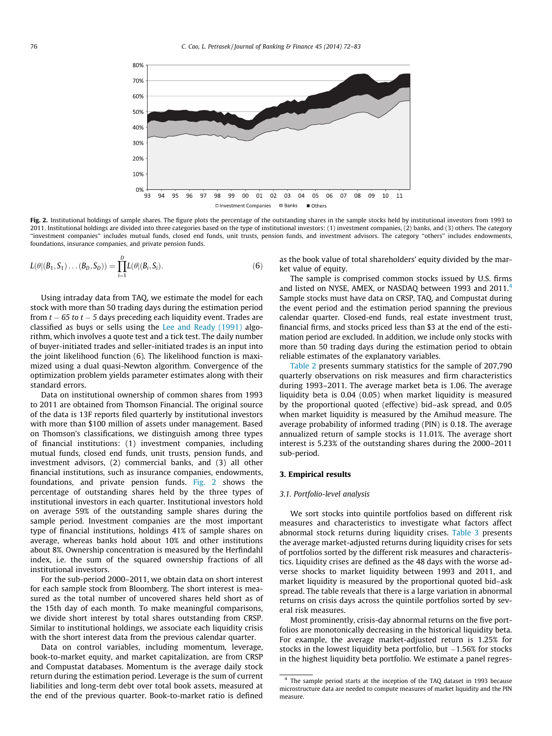**Fig. 2.** Institutional holdings of sample shares. The figure plots the percentage of the outstanding shares in the sample stocks held by institutional investors from 1993 to 2011. Institutional holdings are divided into three categories based on the type of institutional investors: (1) investment companies, (2) banks, and (3) others. The category "investment companies" includes mutual funds, closed end funds, unit trusts, pension funds, and investment advisors. The category "others" includes endowments, foundations, insurance companies, and private pension funds.

$$L(\theta|(B_1, S_1) \ldots (B_D, S_D)) = \prod_{i=1}^{D} L(\theta|(B_i, S_i)). \tag{6}$$

Using intraday data from TAQ, we estimate the model for each stock with more than 50 trading days during the estimation period from $t - 65$ to $t - 5$ days preceding each liquidity event. Trades are classified as buys or sells using the Lee and Ready (1991) algorithm, which involves a quote test and a tick test. The daily number of buyer-initiated trades and seller-initiated trades is an input into the joint likelihood function (6). The likelihood function is maximized using a dual quasi-Newton algorithm. Convergence of the optimization problem yields parameter estimates along with their standard errors.

Data on institutional ownership of common shares from 1993 to 2011 are obtained from Thomson Financial. The original source of the data is 13F reports filed quarterly by institutional investors with more than \$100 million of assets under management. Based on Thomson's classifications, we distinguish among three types of financial institutions: (1) investment companies, including mutual funds, closed end funds, unit trusts, pension funds, and investment advisors, (2) commercial banks, and (3) all other financial institutions, such as insurance companies, endowments, foundations, and private pension funds. Fig. 2 shows the percentage of outstanding shares held by the three types of institutional investors in each quarter. Institutional investors hold on average 59% of the outstanding sample shares during the sample period. Investment companies are the most important type of financial institutions, holdings 41% of sample shares on average, whereas banks hold about 10% and other institutions about 8%. Ownership concentration is measured by the Herfindahl index, i.e. the sum of the squared ownership fractions of all institutional investors.

For the sub-period 2000–2011, we obtain data on short interest for each sample stock from Bloomberg. The short interest is measured as the total number of uncovered shares held short as of the 15th day of each month. To make meaningful comparisons, we divide short interest by total shares outstanding from CRSP. Similar to institutional holdings, we associate each liquidity crisis with the short interest data from the previous calendar quarter.

Data on control variables, including momentum, leverage, book-to-market equity, and market capitalization, are from CRSP and Compustat databases. Momentum is the average daily stock return during the estimation period. Leverage is the sum of current liabilities and long-term debt over total book assets, measured at the end of the previous quarter. Book-to-market ratio is defined as the book value of total shareholders' equity divided by the market value of equity.

The sample is comprised common stocks issued by U.S. firms and listed on NYSE, AMEX, or NASDAQ between 1993 and 2011.[4] Sample stocks must have data on CRSP, TAQ, and Compustat during the event period and the estimation period spanning the previous calendar quarter. Closed-end funds, real estate investment trust, financial firms, and stocks priced less than \$3 at the end of the estimation period are excluded. In addition, we include only stocks with more than 50 trading days during the estimation period to obtain reliable estimates of the explanatory variables.

Table 2 presents summary statistics for the sample of 207,790 quarterly observations on risk measures and firm characteristics during 1993–2011. The average market beta is 1.06. The average liquidity beta is 0.04 (0.05) when market liquidity is measured by the proportional quoted (effective) bid–ask spread, and 0.05 when market liquidity is measured by the Amihud measure. The average probability of informed trading (PIN) is 0.18. The average annualized return of sample stocks is 11.01%. The average short interest is 5.23% of the outstanding shares during the 2000–2011 sub-period.

## 3. Empirical results

### 3.1. Portfolio-level analysis

We sort stocks into quintile portfolios based on different risk measures and characteristics to investigate what factors affect abnormal stock returns during liquidity crises. Table 3 presents the average market-adjusted returns during liquidity crises for sets of portfolios sorted by the different risk measures and characteristics. Liquidity crises are defined as the 48 days with the worse adverse shocks to market liquidity between 1993 and 2011, and market liquidity is measured by the proportional quoted bid–ask spread. The table reveals that there is a large variation in abnormal returns on crisis days across the quintile portfolios sorted by several risk measures.

Most prominently, crisis-day abnormal returns on the five portfolios are monotonically decreasing in the historical liquidity beta. For example, the average market-adjusted return is 1.25% for stocks in the lowest liquidity beta portfolio, but −1.56% for stocks in the highest liquidity beta portfolio. We estimate a panel regres-

[4] The sample period starts at the inception of the TAQ dataset in 1993 because microstructure data are needed to compute measures of market liquidity and the PIN measure.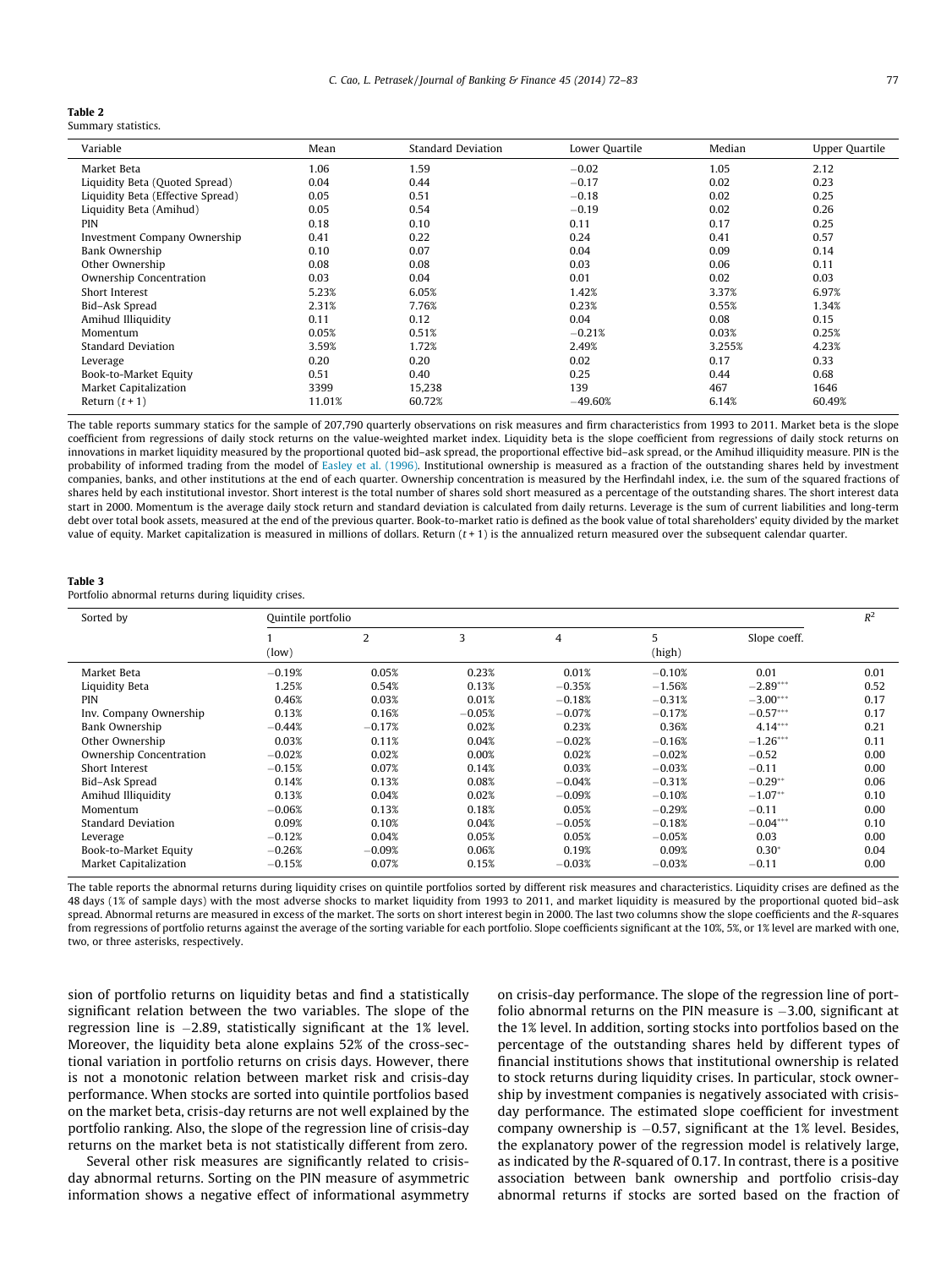**Table 2**
Summary statistics.

| Variable | Mean | Standard Deviation | Lower Quartile | Median | Upper Quartile |
|---|---|---|---|---|---|
| Market Beta | 1.06 | 1.59 | −0.02 | 1.05 | 2.12 |
| Liquidity Beta (Quoted Spread) | 0.04 | 0.44 | −0.17 | 0.02 | 0.23 |
| Liquidity Beta (Effective Spread) | 0.05 | 0.51 | −0.18 | 0.02 | 0.25 |
| Liquidity Beta (Amihud) | 0.05 | 0.54 | −0.19 | 0.02 | 0.26 |
| PIN | 0.18 | 0.10 | 0.11 | 0.17 | 0.25 |
| Investment Company Ownership | 0.41 | 0.22 | 0.24 | 0.41 | 0.57 |
| Bank Ownership | 0.10 | 0.07 | 0.04 | 0.09 | 0.14 |
| Other Ownership | 0.08 | 0.08 | 0.03 | 0.06 | 0.11 |
| Ownership Concentration | 0.03 | 0.04 | 0.01 | 0.02 | 0.03 |
| Short Interest | 5.23% | 6.05% | 1.42% | 3.37% | 6.97% |
| Bid–Ask Spread | 2.31% | 7.76% | 0.23% | 0.55% | 1.34% |
| Amihud Illiquidity | 0.11 | 0.12 | 0.04 | 0.08 | 0.15 |
| Momentum | 0.05% | 0.51% | −0.21% | 0.03% | 0.25% |
| Standard Deviation | 3.59% | 1.72% | 2.49% | 3.255% | 4.23% |
| Leverage | 0.20 | 0.20 | 0.02 | 0.17 | 0.33 |
| Book-to-Market Equity | 0.51 | 0.40 | 0.25 | 0.44 | 0.68 |
| Market Capitalization | 3399 | 15,238 | 139 | 467 | 1646 |
| Return $(t+1)$ | 11.01% | 60.72% | −49.60% | 6.14% | 60.49% |

The table reports summary statics for the sample of 207,790 quarterly observations on risk measures and firm characteristics from 1993 to 2011. Market beta is the slope coefficient from regressions of daily stock returns on the value-weighted market index. Liquidity beta is the slope coefficient from regressions of daily stock returns on innovations in market liquidity measured by the proportional quoted bid–ask spread, the proportional effective bid–ask spread, or the Amihud illiquidity measure. PIN is the probability of informed trading from the model of Easley et al. (1996). Institutional ownership is measured as a fraction of the outstanding shares held by investment companies, banks, and other institutions at the end of each quarter. Ownership concentration is measured by the Herfindahl index, i.e. the sum of the squared fractions of shares held by each institutional investor. Short interest is the total number of shares sold short measured as a percentage of the outstanding shares. The short interest data start in 2000. Momentum is the average daily stock return and standard deviation is calculated from daily returns. Leverage is the sum of current liabilities and long-term debt over total book assets, measured at the end of the previous quarter. Book-to-market ratio is defined as the book value of total shareholders' equity divided by the market value of equity. Market capitalization is measured in millions of dollars. Return $(t+1)$ is the annualized return measured over the subsequent calendar quarter.

**Table 3**
Portfolio abnormal returns during liquidity crises.

| Sorted by | Quintile portfolio | | | | | | $R^2$ |
|---|---|---|---|---|---|---|---|
| | 1 (low) | 2 | 3 | 4 | 5 (high) | Slope coeff. | |
| Market Beta | −0.19% | 0.05% | 0.23% | 0.01% | −0.10% | 0.01 | 0.01 |
| Liquidity Beta | 1.25% | 0.54% | 0.13% | −0.35% | −1.56% | −2.89*** | 0.52 |
| PIN | 0.46% | 0.03% | 0.01% | −0.18% | −0.31% | −3.00*** | 0.17 |
| Inv. Company Ownership | 0.13% | 0.16% | −0.05% | −0.07% | −0.17% | −0.57*** | 0.17 |
| Bank Ownership | −0.44% | −0.17% | 0.02% | 0.23% | 0.36% | 4.14*** | 0.21 |
| Other Ownership | 0.03% | 0.11% | 0.04% | −0.02% | −0.16% | −1.26*** | 0.11 |
| Ownership Concentration | −0.02% | 0.02% | 0.00% | 0.02% | −0.02% | −0.52 | 0.00 |
| Short Interest | −0.15% | 0.07% | 0.14% | 0.03% | −0.03% | −0.11 | 0.00 |
| Bid–Ask Spread | 0.14% | 0.13% | 0.08% | −0.04% | −0.31% | −0.29** | 0.06 |
| Amihud Illiquidity | 0.13% | 0.04% | 0.02% | −0.09% | −0.10% | −1.07** | 0.10 |
| Momentum | −0.06% | 0.13% | 0.18% | 0.05% | −0.29% | −0.11 | 0.00 |
| Standard Deviation | 0.09% | 0.10% | 0.04% | −0.05% | −0.18% | −0.04*** | 0.10 |
| Leverage | −0.12% | 0.04% | 0.05% | 0.05% | −0.05% | 0.03 | 0.00 |
| Book-to-Market Equity | −0.26% | −0.09% | 0.06% | 0.19% | 0.09% | 0.30* | 0.04 |
| Market Capitalization | −0.15% | 0.07% | 0.15% | −0.03% | −0.03% | −0.11 | 0.00 |

The table reports the abnormal returns during liquidity crises on quintile portfolios sorted by different risk measures and characteristics. Liquidity crises are defined as the 48 days (1% of sample days) with the most adverse shocks to market liquidity from 1993 to 2011, and market liquidity is measured by the proportional quoted bid–ask spread. Abnormal returns are measured in excess of the market. The sorts on short interest begin in 2000. The last two columns show the slope coefficients and the R-squares from regressions of portfolio returns against the average of the sorting variable for each portfolio. Slope coefficients significant at the 10%, 5%, or 1% level are marked with one, two, or three asterisks, respectively.

sion of portfolio returns on liquidity betas and find a statistically significant relation between the two variables. The slope of the regression line is −2.89, statistically significant at the 1% level. Moreover, the liquidity beta alone explains 52% of the cross-sectional variation in portfolio returns on crisis days. However, there is not a monotonic relation between market risk and crisis-day performance. When stocks are sorted into quintile portfolios based on the market beta, crisis-day returns are not well explained by the portfolio ranking. Also, the slope of the regression line of crisis-day returns on the market beta is not statistically different from zero.

Several other risk measures are significantly related to crisis-day abnormal returns. Sorting on the PIN measure of asymmetric information shows a negative effect of informational asymmetry on crisis-day performance. The slope of the regression line of portfolio abnormal returns on the PIN measure is −3.00, significant at the 1% level. In addition, sorting stocks into portfolios based on the percentage of the outstanding shares held by different types of financial institutions shows that institutional ownership is related to stock returns during liquidity crises. In particular, stock ownership by investment companies is negatively associated with crisis-day performance. The estimated slope coefficient for investment company ownership is −0.57, significant at the 1% level. Besides, the explanatory power of the regression model is relatively large, as indicated by the R-squared of 0.17. In contrast, there is a positive association between bank ownership and portfolio crisis-day abnormal returns if stocks are sorted based on the fraction of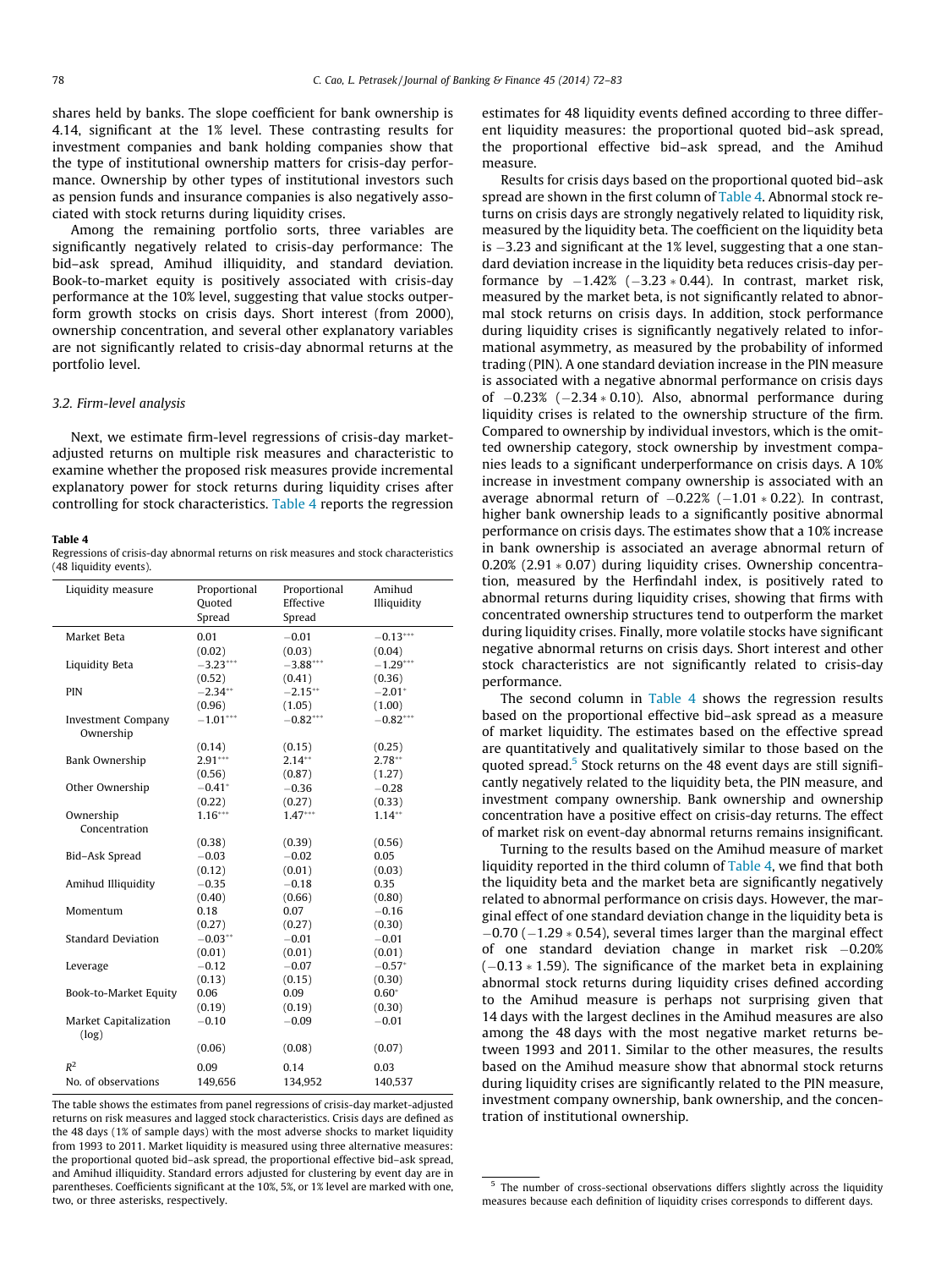shares held by banks. The slope coefficient for bank ownership is 4.14, significant at the 1% level. These contrasting results for investment companies and bank holding companies show that the type of institutional ownership matters for crisis-day performance. Ownership by other types of institutional investors such as pension funds and insurance companies is also negatively associated with stock returns during liquidity crises.

Among the remaining portfolio sorts, three variables are significantly negatively related to crisis-day performance: The bid–ask spread, Amihud illiquidity, and standard deviation. Book-to-market equity is positively associated with crisis-day performance at the 10% level, suggesting that value stocks outperform growth stocks on crisis days. Short interest (from 2000), ownership concentration, and several other explanatory variables are not significantly related to crisis-day abnormal returns at the portfolio level.

### 3.2. Firm-level analysis

Next, we estimate firm-level regressions of crisis-day market-adjusted returns on multiple risk measures and characteristic to examine whether the proposed risk measures provide incremental explanatory power for stock returns during liquidity crises after controlling for stock characteristics. Table 4 reports the regression estimates for 48 liquidity events defined according to three different liquidity measures: the proportional quoted bid–ask spread, the proportional effective bid–ask spread, and the Amihud measure.

Results for crisis days based on the proportional quoted bid–ask spread are shown in the first column of Table 4. Abnormal stock returns on crisis days are strongly negatively related to liquidity risk, measured by the liquidity beta. The coefficient on the liquidity beta is −3.23 and significant at the 1% level, suggesting that a one standard deviation increase in the liquidity beta reduces crisis-day performance by −1.42% (−3.23 * 0.44). In contrast, market risk, measured by the market beta, is not significantly related to abnormal stock returns on crisis days. In addition, stock performance during liquidity crises is significantly negatively related to informational asymmetry, as measured by the probability of informed trading (PIN). A one standard deviation increase in the PIN measure is associated with a negative abnormal performance on crisis days of −0.23% (−2.34 * 0.10). Also, abnormal performance during liquidity crises is related to the ownership structure of the firm. Compared to ownership by individual investors, which is the omitted ownership category, stock ownership by investment companies leads to a significant underperformance on crisis days. A 10% increase in investment company ownership is associated with an average abnormal return of −0.22% (−1.01 * 0.22). In contrast, higher bank ownership leads to a significantly positive abnormal performance on crisis days. The estimates show that a 10% increase in bank ownership is associated an average abnormal return of 0.20% (2.91 * 0.07) during liquidity crises. Ownership concentration, measured by the Herfindahl index, is positively rated to abnormal returns during liquidity crises, showing that firms with concentrated ownership structures tend to outperform the market during liquidity crises. Finally, more volatile stocks have significant negative abnormal returns on crisis days. Short interest and other stock characteristics are not significantly related to crisis-day performance.

The second column in Table 4 shows the regression results based on the proportional effective bid–ask spread as a measure of market liquidity. The estimates based on the effective spread are quantitatively and qualitatively similar to those based on the quoted spread.[5] Stock returns on the 48 event days are still significantly negatively related to the liquidity beta, the PIN measure, and investment company ownership. Bank ownership and ownership concentration have a positive effect on crisis-day returns. The effect of market risk on event-day abnormal returns remains insignificant.

Turning to the results based on the Amihud measure of market liquidity reported in the third column of Table 4, we find that both the liquidity beta and the market beta are significantly negatively related to abnormal performance on crisis days. However, the marginal effect of one standard deviation change in the liquidity beta is −0.70 (−1.29 * 0.54), several times larger than the marginal effect of one standard deviation change in market risk −0.20% (−0.13 * 1.59). The significance of the market beta in explaining abnormal stock returns during liquidity crises defined according to the Amihud measure is perhaps not surprising given that 14 days with the largest declines in the Amihud measures are also among the 48 days with the most negative market returns between 1993 and 2011. Similar to the other measures, the results based on the Amihud measure show that abnormal stock returns during liquidity crises are significantly related to the PIN measure, investment company ownership, bank ownership, and the concentration of institutional ownership.

**Table 4**
Regressions of crisis-day abnormal returns on risk measures and stock characteristics (48 liquidity events).

| Liquidity measure | Proportional Quoted Spread | Proportional Effective Spread | Amihud Illiquidity |
|---|---|---|---|
| Market Beta | 0.01 | −0.01 | −0.13*** |
| | (0.02) | (0.03) | (0.04) |
| Liquidity Beta | −3.23*** | −3.88*** | −1.29*** |
| | (0.52) | (0.41) | (0.36) |
| PIN | −2.34** | −2.15** | −2.01* |
| | (0.96) | (1.05) | (1.00) |
| Investment Company Ownership | −1.01*** | −0.82*** | −0.82*** |
| | (0.14) | (0.15) | (0.25) |
| Bank Ownership | 2.91*** | 2.14** | 2.78** |
| | (0.56) | (0.87) | (1.27) |
| Other Ownership | −0.41* | −0.36 | −0.28 |
| | (0.22) | (0.27) | (0.33) |
| Ownership Concentration | 1.16*** | 1.47*** | 1.14** |
| | (0.38) | (0.39) | (0.56) |
| Bid–Ask Spread | −0.03 | −0.02 | 0.05 |
| | (0.12) | (0.01) | (0.03) |
| Amihud Illiquidity | −0.35 | −0.18 | 0.35 |
| | (0.40) | (0.66) | (0.80) |
| Momentum | 0.18 | 0.07 | −0.16 |
| | (0.27) | (0.27) | (0.30) |
| Standard Deviation | −0.03** | −0.01 | −0.01 |
| | (0.01) | (0.01) | (0.01) |
| Leverage | −0.12 | −0.07 | −0.57* |
| | (0.13) | (0.15) | (0.30) |
| Book-to-Market Equity | 0.06 | 0.09 | 0.60* |
| | (0.19) | (0.19) | (0.30) |
| Market Capitalization (log) | −0.10 | −0.09 | −0.01 |
| | (0.06) | (0.08) | (0.07) |
| $R^2$ | 0.09 | 0.14 | 0.03 |
| No. of observations | 149,656 | 134,952 | 140,537 |

The table shows the estimates from panel regressions of crisis-day market-adjusted returns on risk measures and lagged stock characteristics. Crisis days are defined as the 48 days (1% of sample days) with the most adverse shocks to market liquidity from 1993 to 2011. Market liquidity is measured using three alternative measures: the proportional quoted bid–ask spread, the proportional effective bid–ask spread, and Amihud illiquidity. Standard errors adjusted for clustering by event day are in parentheses. Coefficients significant at the 10%, 5%, or 1% level are marked with one, two, or three asterisks, respectively.

[5] The number of cross-sectional observations differs slightly across the liquidity measures because each definition of liquidity crises corresponds to different days.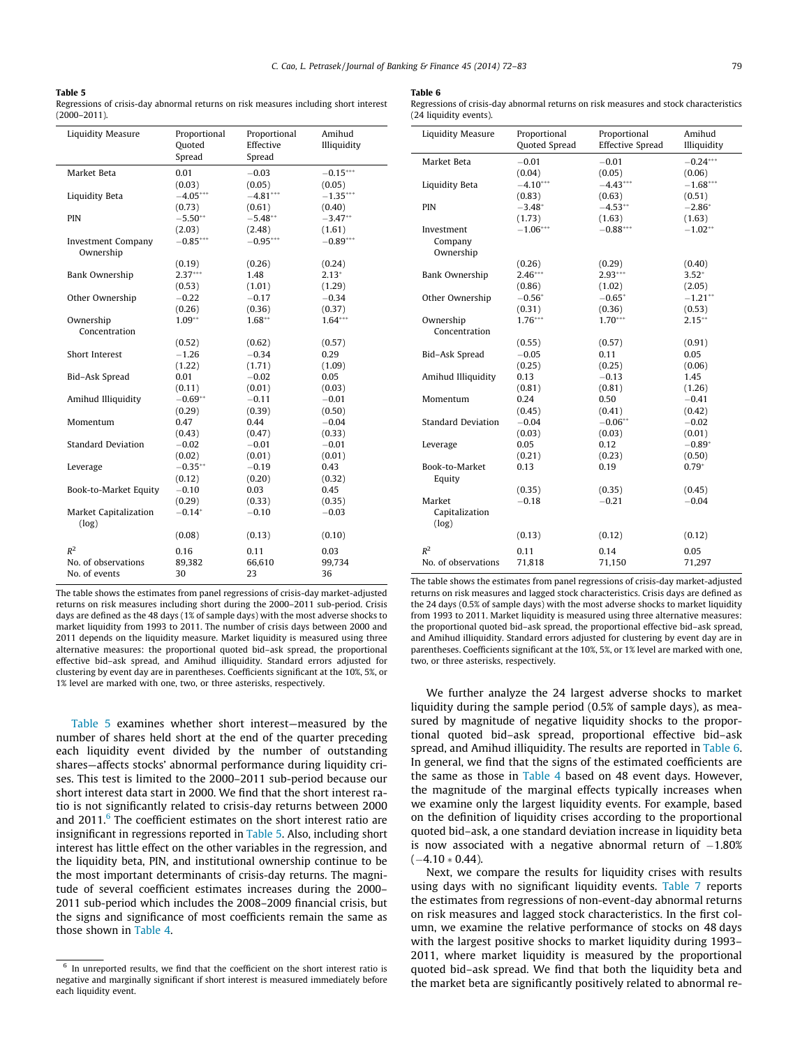**Table 5**
Regressions of crisis-day abnormal returns on risk measures including short interest (2000–2011).

| Liquidity Measure | Proportional Quoted Spread | Proportional Effective Spread | Amihud Illiquidity |
|---|---|---|---|
| Market Beta | 0.01 | −0.03 | −0.15*** |
| | (0.03) | (0.05) | (0.05) |
| Liquidity Beta | −4.05*** | −4.81*** | −1.35*** |
| | (0.73) | (0.61) | (0.40) |
| PIN | −5.50** | −5.48** | −3.47** |
| | (2.03) | (2.48) | (1.61) |
| Investment Company Ownership | −0.85*** | −0.95*** | −0.89*** |
| | (0.19) | (0.26) | (0.24) |
| Bank Ownership | 2.37*** | 1.48 | 2.13* |
| | (0.53) | (1.01) | (1.29) |
| Other Ownership | −0.22 | −0.17 | −0.34 |
| | (0.26) | (0.36) | (0.37) |
| Ownership Concentration | 1.09** | 1.68** | 1.64*** |
| | (0.52) | (0.62) | (0.57) |
| Short Interest | −1.26 | −0.34 | 0.29 |
| | (1.22) | (1.71) | (1.09) |
| Bid–Ask Spread | 0.01 | −0.02 | 0.05 |
| | (0.11) | (0.01) | (0.03) |
| Amihud Illiquidity | −0.69** | −0.11 | −0.01 |
| | (0.29) | (0.39) | (0.50) |
| Momentum | 0.47 | 0.44 | −0.04 |
| | (0.43) | (0.47) | (0.33) |
| Standard Deviation | −0.02 | −0.01 | −0.01 |
| | (0.02) | (0.01) | (0.01) |
| Leverage | −0.35** | −0.19 | 0.43 |
| | (0.12) | (0.20) | (0.32) |
| Book-to-Market Equity | −0.10 | 0.03 | 0.45 |
| | (0.29) | (0.33) | (0.35) |
| Market Capitalization (log) | −0.14* | −0.10 | −0.03 |
| | (0.08) | (0.13) | (0.10) |
| $R^2$ | 0.16 | 0.11 | 0.03 |
| No. of observations | 89,382 | 66,610 | 99,734 |
| No. of events | 30 | 23 | 36 |

The table shows the estimates from panel regressions of crisis-day market-adjusted returns on risk measures including short during the 2000–2011 sub-period. Crisis days are defined as the 48 days (1% of sample days) with the most adverse shocks to market liquidity from 1993 to 2011. The number of crisis days between 2000 and 2011 depends on the liquidity measure. Market liquidity is measured using three alternative measures: the proportional quoted bid–ask spread, the proportional effective bid–ask spread, and Amihud illiquidity. Standard errors adjusted for clustering by event day are in parentheses. Coefficients significant at the 10%, 5%, or 1% level are marked with one, two, or three asterisks, respectively.

Table 5 examines whether short interest—measured by the number of shares held short at the end of the quarter preceding each liquidity event divided by the number of outstanding shares—affects stocks' abnormal performance during liquidity crises. This test is limited to the 2000–2011 sub-period because our short interest data start in 2000. We find that the short interest ratio is not significantly related to crisis-day returns between 2000 and 2011.[6] The coefficient estimates on the short interest ratio are insignificant in regressions reported in Table 5. Also, including short interest has little effect on the other variables in the regression, and the liquidity beta, PIN, and institutional ownership continue to be the most important determinants of crisis-day returns. The magnitude of several coefficient estimates increases during the 2000–2011 sub-period which includes the 2008–2009 financial crisis, but the signs and significance of most coefficients remain the same as those shown in Table 4.

[6] In unreported results, we find that the coefficient on the short interest ratio is negative and marginally significant if short interest is measured immediately before each liquidity event.

**Table 6**
Regressions of crisis-day abnormal returns on risk measures and stock characteristics (24 liquidity events).

| Liquidity Measure | Proportional Quoted Spread | Proportional Effective Spread | Amihud Illiquidity |
|---|---|---|---|
| Market Beta | −0.01 | −0.01 | −0.24*** |
| | (0.04) | (0.05) | (0.06) |
| Liquidity Beta | −4.10*** | −4.43*** | −1.68*** |
| | (0.83) | (0.63) | (0.51) |
| PIN | −3.48* | −4.53** | −2.86* |
| | (1.73) | (1.63) | (1.63) |
| Investment Company Ownership | −1.06*** | −0.88*** | −1.02** |
| | (0.26) | (0.29) | (0.40) |
| Bank Ownership | 2.46*** | 2.93*** | 3.52* |
| | (0.86) | (1.02) | (2.05) |
| Other Ownership | −0.56* | −0.65* | −1.21** |
| | (0.31) | (0.36) | (0.53) |
| Ownership Concentration | 1.76*** | 1.70*** | 2.15** |
| | (0.55) | (0.57) | (0.91) |
| Bid–Ask Spread | −0.05 | 0.11 | 0.05 |
| | (0.25) | (0.25) | (0.06) |
| Amihud Illiquidity | 0.13 | −0.13 | 1.45 |
| | (0.81) | (0.81) | (1.26) |
| Momentum | 0.24 | 0.50 | −0.41 |
| | (0.45) | (0.41) | (0.42) |
| Standard Deviation | −0.04 | −0.06** | −0.02 |
| | (0.03) | (0.03) | (0.01) |
| Leverage | 0.05 | 0.12 | −0.89* |
| | (0.21) | (0.23) | (0.50) |
| Book-to-Market Equity | 0.13 | 0.19 | 0.79* |
| | (0.35) | (0.35) | (0.45) |
| Market Capitalization (log) | −0.18 | −0.21 | −0.04 |
| | (0.13) | (0.12) | (0.12) |
| $R^2$ | 0.11 | 0.14 | 0.05 |
| No. of observations | 71,818 | 71,150 | 71,297 |

The table shows the estimates from panel regressions of crisis-day market-adjusted returns on risk measures and lagged stock characteristics. Crisis days are defined as the 24 days (0.5% of sample days) with the most adverse shocks to market liquidity from 1993 to 2011. Market liquidity is measured using three alternative measures: the proportional quoted bid–ask spread, the proportional effective bid–ask spread, and Amihud illiquidity. Standard errors adjusted for clustering by event day are in parentheses. Coefficients significant at the 10%, 5%, or 1% level are marked with one, two, or three asterisks, respectively.

We further analyze the 24 largest adverse shocks to market liquidity during the sample period (0.5% of sample days), as measured by magnitude of negative liquidity shocks to the proportional quoted bid–ask spread, proportional effective bid–ask spread, and Amihud illiquidity. The results are reported in Table 6. In general, we find that the signs of the estimated coefficients are the same as those in Table 4 based on 48 event days. However, the magnitude of the marginal effects typically increases when we examine only the largest liquidity events. For example, based on the definition of liquidity crises according to the proportional quoted bid–ask, a one standard deviation increase in liquidity beta is now associated with a negative abnormal return of −1.80% ($-4.10 * 0.44$).

Next, we compare the results for liquidity crises with results using days with no significant liquidity events. Table 7 reports the estimates from regressions of non-event-day abnormal returns on risk measures and lagged stock characteristics. In the first column, we examine the relative performance of stocks on 48 days with the largest positive shocks to market liquidity during 1993–2011, where market liquidity is measured by the proportional quoted bid–ask spread. We find that both the liquidity beta and the market beta are significantly positively related to abnormal re-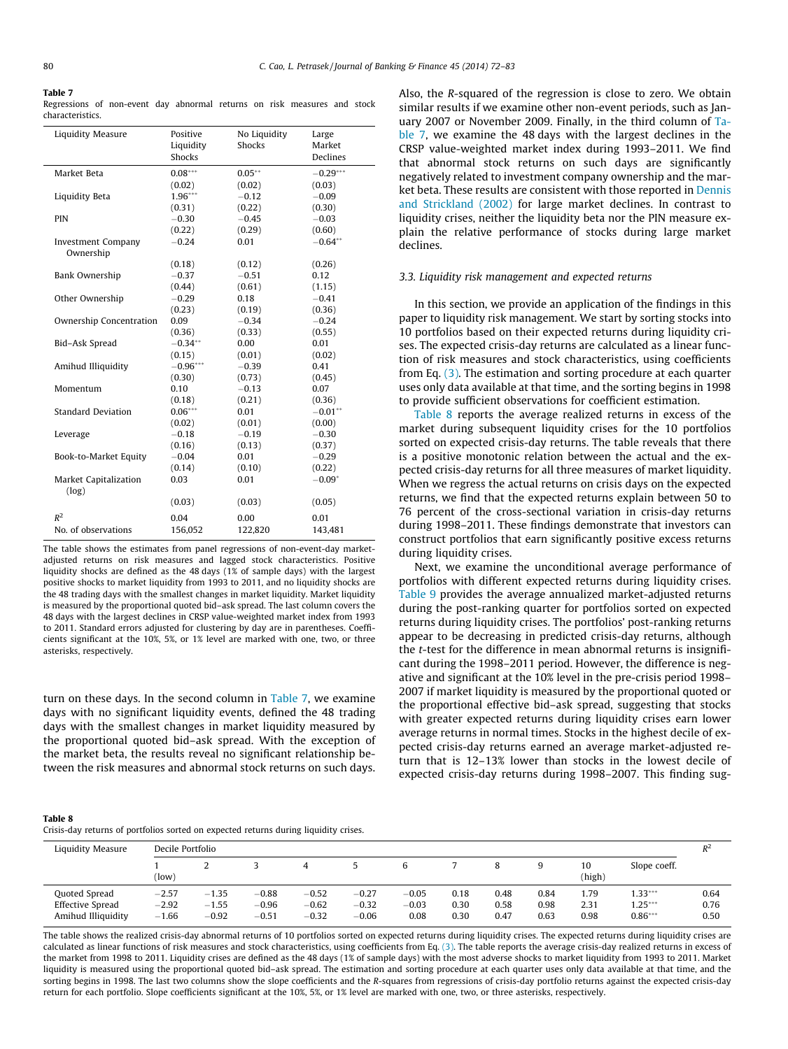**Table 7**

Regressions of non-event day abnormal returns on risk measures and stock characteristics.

| Liquidity Measure | Positive Liquidity Shocks | No Liquidity Shocks | Large Market Declines |
|---|---|---|---|
| Market Beta | 0.08*** | 0.05** | −0.29*** |
| | (0.02) | (0.02) | (0.03) |
| Liquidity Beta | 1.96*** | −0.12 | −0.09 |
| | (0.31) | (0.22) | (0.30) |
| PIN | −0.30 | −0.45 | −0.03 |
| | (0.22) | (0.29) | (0.60) |
| Investment Company Ownership | −0.24 | 0.01 | −0.64** |
| | (0.18) | (0.12) | (0.26) |
| Bank Ownership | −0.37 | −0.51 | 0.12 |
| | (0.44) | (0.61) | (1.15) |
| Other Ownership | −0.29 | 0.18 | −0.41 |
| | (0.23) | (0.19) | (0.36) |
| Ownership Concentration | 0.09 | −0.34 | −0.24 |
| | (0.36) | (0.33) | (0.55) |
| Bid–Ask Spread | −0.34** | 0.00 | 0.01 |
| | (0.15) | (0.01) | (0.02) |
| Amihud Illiquidity | −0.96*** | −0.39 | 0.41 |
| | (0.30) | (0.73) | (0.45) |
| Momentum | 0.10 | −0.13 | 0.07 |
| | (0.18) | (0.21) | (0.36) |
| Standard Deviation | 0.06*** | 0.01 | −0.01** |
| | (0.02) | (0.01) | (0.00) |
| Leverage | −0.18 | −0.19 | −0.30 |
| | (0.16) | (0.13) | (0.37) |
| Book-to-Market Equity | −0.04 | 0.01 | −0.29 |
| | (0.14) | (0.10) | (0.22) |
| Market Capitalization (log) | 0.03 | 0.01 | −0.09* |
| | (0.03) | (0.03) | (0.05) |
| $R^2$ | 0.04 | 0.00 | 0.01 |
| No. of observations | 156,052 | 122,820 | 143,481 |

The table shows the estimates from panel regressions of non-event-day market-adjusted returns on risk measures and lagged stock characteristics. Positive liquidity shocks are defined as the 48 days (1% of sample days) with the largest positive shocks to market liquidity from 1993 to 2011, and no liquidity shocks are the 48 trading days with the smallest changes in market liquidity. Market liquidity is measured by the proportional quoted bid–ask spread. The last column covers the 48 days with the largest declines in CRSP value-weighted market index from 1993 to 2011. Standard errors adjusted for clustering by day are in parentheses. Coefficients significant at the 10%, 5%, or 1% level are marked with one, two, or three asterisks, respectively.

turn on these days. In the second column in Table 7, we examine days with no significant liquidity events, defined the 48 trading days with the smallest changes in market liquidity measured by the proportional quoted bid–ask spread. With the exception of the market beta, the results reveal no significant relationship between the risk measures and abnormal stock returns on such days. Also, the R-squared of the regression is close to zero. We obtain similar results if we examine other non-event periods, such as January 2007 or November 2009. Finally, in the third column of Table 7, we examine the 48 days with the largest declines in the CRSP value-weighted market index during 1993–2011. We find that abnormal stock returns on such days are significantly negatively related to investment company ownership and the market beta. These results are consistent with those reported in Dennis and Strickland (2002) for large market declines. In contrast to liquidity crises, neither the liquidity beta nor the PIN measure explain the relative performance of stocks during large market declines.

### 3.3. Liquidity risk management and expected returns

In this section, we provide an application of the findings in this paper to liquidity risk management. We start by sorting stocks into 10 portfolios based on their expected returns during liquidity crises. The expected crisis-day returns are calculated as a linear function of risk measures and stock characteristics, using coefficients from Eq. (3). The estimation and sorting procedure at each quarter uses only data available at that time, and the sorting begins in 1998 to provide sufficient observations for coefficient estimation.

Table 8 reports the average realized returns in excess of the market during subsequent liquidity crises for the 10 portfolios sorted on expected crisis-day returns. The table reveals that there is a positive monotonic relation between the actual and the expected crisis-day returns for all three measures of market liquidity. When we regress the actual returns on crisis days on the expected returns, we find that the expected returns explain between 50 to 76 percent of the cross-sectional variation in crisis-day returns during 1998–2011. These findings demonstrate that investors can construct portfolios that earn significantly positive excess returns during liquidity crises.

Next, we examine the unconditional average performance of portfolios with different expected returns during liquidity crises. Table 9 provides the average annualized market-adjusted returns during the post-ranking quarter for portfolios sorted on expected returns during liquidity crises. The portfolios' post-ranking returns appear to be decreasing in predicted crisis-day returns, although the t-test for the difference in mean abnormal returns is insignificant during the 1998–2011 period. However, the difference is negative and significant at the 10% level in the pre-crisis period 1998–2007 if market liquidity is measured by the proportional quoted or the proportional effective bid–ask spread, suggesting that stocks with greater expected returns during liquidity crises earn lower average returns in normal times. Stocks in the highest decile of expected crisis-day returns earned an average market-adjusted return that is 12–13% lower than stocks in the lowest decile of expected crisis-day returns during 1998–2007. This finding sug-

**Table 8**

Crisis-day returns of portfolios sorted on expected returns during liquidity crises.

| Liquidity Measure | Decile Portfolio | | | | | | | | | | | $R^2$ |
|---|---|---|---|---|---|---|---|---|---|---|---|---|
| | 1 (low) | 2 | 3 | 4 | 5 | 6 | 7 | 8 | 9 | 10 (high) | Slope coeff. | |
| Quoted Spread | −2.57 | −1.35 | −0.88 | −0.52 | −0.27 | −0.05 | 0.18 | 0.48 | 0.84 | 1.79 | 1.33*** | 0.64 |
| Effective Spread | −2.92 | −1.55 | −0.96 | −0.62 | −0.32 | −0.03 | 0.30 | 0.58 | 0.98 | 2.31 | 1.25*** | 0.76 |
| Amihud Illiquidity | −1.66 | −0.92 | −0.51 | −0.32 | −0.06 | 0.08 | 0.30 | 0.47 | 0.63 | 0.98 | 0.86*** | 0.50 |

The table shows the realized crisis-day abnormal returns of 10 portfolios sorted on expected returns during liquidity crises. The expected returns during liquidity crises are calculated as linear functions of risk measures and stock characteristics, using coefficients from Eq. (3). The table reports the average crisis-day realized returns in excess of the market from 1998 to 2011. Liquidity crises are defined as the 48 days (1% of sample days) with the most adverse shocks to market liquidity from 1993 to 2011. Market liquidity is measured using the proportional quoted bid–ask spread. The estimation and sorting procedure at each quarter uses only data available at that time, and the sorting begins in 1998. The last two columns show the slope coefficients and the R-squares from regressions of crisis-day portfolio returns against the expected crisis-day return for each portfolio. Slope coefficients significant at the 10%, 5%, or 1% level are marked with one, two, or three asterisks, respectively.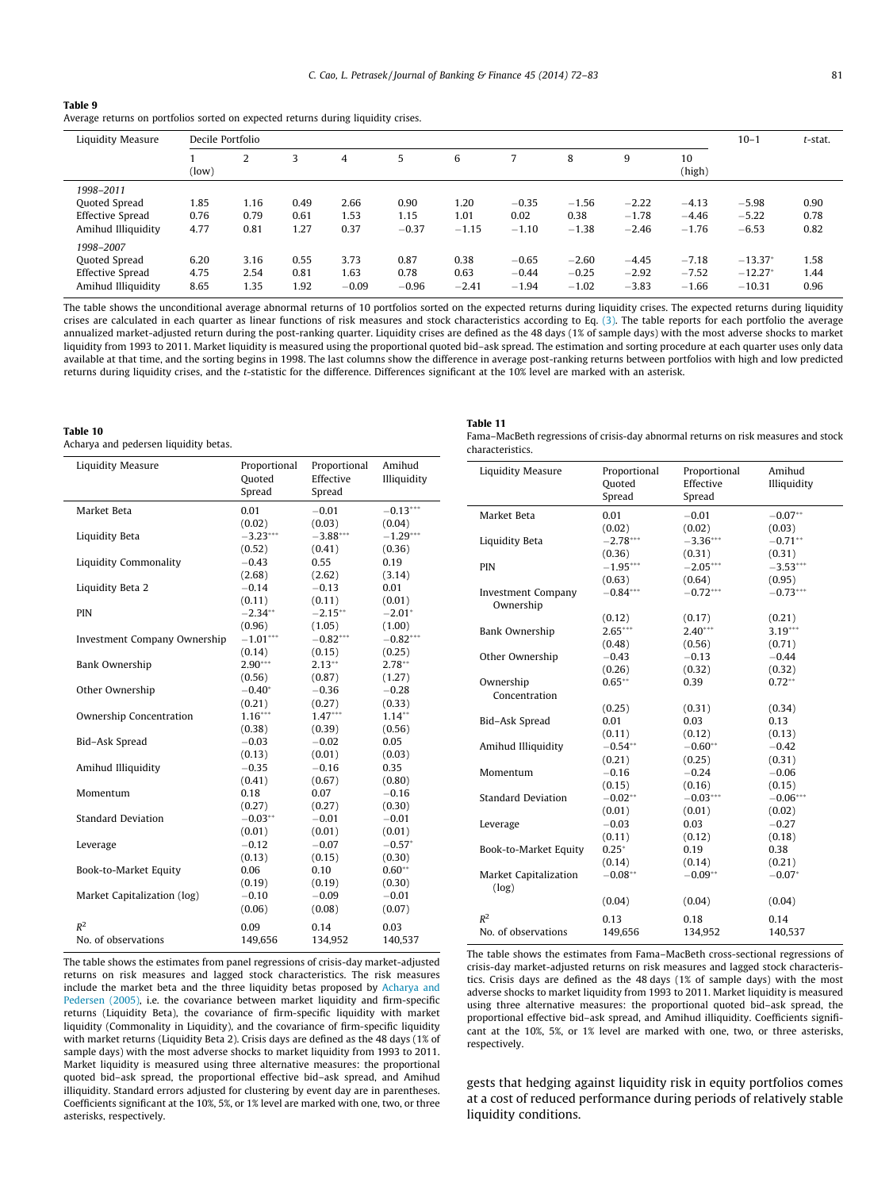**Table 9**
Average returns on portfolios sorted on expected returns during liquidity crises.

| Liquidity Measure | Decile Portfolio | | | | | | | | | | 10–1 | *t*-stat. |
|---|---|---|---|---|---|---|---|---|---|---|---|---|
| | 1 (low) | 2 | 3 | 4 | 5 | 6 | 7 | 8 | 9 | 10 (high) | | |
| *1998–2011* | | | | | | | | | | | | |
| Quoted Spread | 1.85 | 1.16 | 0.49 | 2.66 | 0.90 | 1.20 | −0.35 | −1.56 | −2.22 | −4.13 | −5.98 | 0.90 |
| Effective Spread | 0.76 | 0.79 | 0.61 | 1.53 | 1.15 | 1.01 | 0.02 | 0.38 | −1.78 | −4.46 | −5.22 | 0.78 |
| Amihud Illiquidity | 4.77 | 0.81 | 1.27 | 0.37 | −0.37 | −1.15 | −1.10 | −1.38 | −2.46 | −1.76 | −6.53 | 0.82 |
| *1998–2007* | | | | | | | | | | | | |
| Quoted Spread | 6.20 | 3.16 | 0.55 | 3.73 | 0.87 | 0.38 | −0.65 | −2.60 | −4.45 | −7.18 | −13.37* | 1.58 |
| Effective Spread | 4.75 | 2.54 | 0.81 | 1.63 | 0.78 | 0.63 | −0.44 | −0.25 | −2.92 | −7.52 | −12.27* | 1.44 |
| Amihud Illiquidity | 8.65 | 1.35 | 1.92 | −0.09 | −0.96 | −2.41 | −1.94 | −1.02 | −3.83 | −1.66 | −10.31 | 0.96 |

The table shows the unconditional average abnormal returns of 10 portfolios sorted on the expected returns during liquidity crises. The expected returns during liquidity crises are calculated in each quarter as linear functions of risk measures and stock characteristics according to Eq. (3). The table reports for each portfolio the average annualized market-adjusted return during the post-ranking quarter. Liquidity crises are defined as the 48 days (1% of sample days) with the most adverse shocks to market liquidity from 1993 to 2011. Market liquidity is measured using the proportional quoted bid–ask spread. The estimation and sorting procedure at each quarter uses only data available at that time, and the sorting begins in 1998. The last columns show the difference in average post-ranking returns between portfolios with high and low predicted returns during liquidity crises, and the *t*-statistic for the difference. Differences significant at the 10% level are marked with an asterisk.

**Table 10**
Acharya and pedersen liquidity betas.

| Liquidity Measure | Proportional Quoted Spread | Proportional Effective Spread | Amihud Illiquidity |
|---|---|---|---|
| Market Beta | 0.01 | −0.01 | −0.13*** |
| | (0.02) | (0.03) | (0.04) |
| Liquidity Beta | −3.23*** | −3.88*** | −1.29*** |
| | (0.52) | (0.41) | (0.36) |
| Liquidity Commonality | −0.43 | 0.55 | 0.19 |
| | (2.68) | (2.62) | (3.14) |
| Liquidity Beta 2 | −0.14 | −0.13 | 0.01 |
| | (0.11) | (0.11) | (0.01) |
| PIN | −2.34** | −2.15** | −2.01* |
| | (0.96) | (1.05) | (1.00) |
| Investment Company Ownership | −1.01*** | −0.82*** | −0.82*** |
| | (0.14) | (0.15) | (0.25) |
| Bank Ownership | 2.90*** | 2.13** | 2.78** |
| | (0.56) | (0.87) | (1.27) |
| Other Ownership | −0.40* | −0.36 | −0.28 |
| | (0.21) | (0.27) | (0.33) |
| Ownership Concentration | 1.16*** | 1.47*** | 1.14** |
| | (0.38) | (0.39) | (0.56) |
| Bid–Ask Spread | −0.03 | −0.02 | 0.05 |
| | (0.13) | (0.01) | (0.03) |
| Amihud Illiquidity | −0.35 | −0.16 | 0.35 |
| | (0.41) | (0.67) | (0.80) |
| Momentum | 0.18 | 0.07 | −0.16 |
| | (0.27) | (0.27) | (0.30) |
| Standard Deviation | −0.03** | −0.01 | −0.01 |
| | (0.01) | (0.01) | (0.01) |
| Leverage | −0.12 | −0.07 | −0.57* |
| | (0.13) | (0.15) | (0.30) |
| Book-to-Market Equity | 0.06 | 0.10 | 0.60** |
| | (0.19) | (0.19) | (0.30) |
| Market Capitalization (log) | −0.10 | −0.09 | −0.01 |
| | (0.06) | (0.08) | (0.07) |
| $R^2$ | 0.09 | 0.14 | 0.03 |
| No. of observations | 149,656 | 134,952 | 140,537 |

The table shows the estimates from panel regressions of crisis-day market-adjusted returns on risk measures and lagged stock characteristics. The risk measures include the market beta and the three liquidity betas proposed by Acharya and Pedersen (2005), i.e. the covariance between market liquidity and firm-specific returns (Liquidity Beta), the covariance of firm-specific liquidity with market liquidity (Commonality in Liquidity), and the covariance of firm-specific liquidity with market returns (Liquidity Beta 2). Crisis days are defined as the 48 days (1% of sample days) with the most adverse shocks to market liquidity from 1993 to 2011. Market liquidity is measured using three alternative measures: the proportional quoted bid–ask spread, the proportional effective bid–ask spread, and Amihud illiquidity. Standard errors adjusted for clustering by event day are in parentheses. Coefficients significant at the 10%, 5%, or 1% level are marked with one, two, or three asterisks, respectively.

**Table 11**
Fama–MacBeth regressions of crisis-day abnormal returns on risk measures and stock characteristics.

| Liquidity Measure | Proportional Quoted Spread | Proportional Effective Spread | Amihud Illiquidity |
|---|---|---|---|
| Market Beta | 0.01 | −0.01 | −0.07** |
| | (0.02) | (0.02) | (0.03) |
| Liquidity Beta | −2.78*** | −3.36*** | −0.71** |
| | (0.36) | (0.31) | (0.31) |
| PIN | −1.95*** | −2.05*** | −3.53*** |
| | (0.63) | (0.64) | (0.95) |
| Investment Company Ownership | −0.84*** | −0.72*** | −0.73*** |
| | (0.12) | (0.17) | (0.21) |
| Bank Ownership | 2.65*** | 2.40*** | 3.19*** |
| | (0.48) | (0.56) | (0.71) |
| Other Ownership | −0.43 | −0.13 | −0.44 |
| | (0.26) | (0.32) | (0.32) |
| Ownership Concentration | 0.65** | 0.39 | 0.72** |
| | (0.25) | (0.31) | (0.34) |
| Bid–Ask Spread | 0.01 | 0.03 | 0.13 |
| | (0.11) | (0.12) | (0.13) |
| Amihud Illiquidity | −0.54** | −0.60** | −0.42 |
| | (0.21) | (0.25) | (0.31) |
| Momentum | −0.16 | −0.24 | −0.06 |
| | (0.15) | (0.16) | (0.15) |
| Standard Deviation | −0.02** | −0.03*** | −0.06*** |
| | (0.01) | (0.01) | (0.02) |
| Leverage | −0.03 | 0.03 | −0.27 |
| | (0.11) | (0.12) | (0.18) |
| Book-to-Market Equity | 0.25* | 0.19 | 0.38 |
| | (0.14) | (0.14) | (0.21) |
| Market Capitalization (log) | −0.08** | −0.09** | −0.07* |
| | (0.04) | (0.04) | (0.04) |
| $R^2$ | 0.13 | 0.18 | 0.14 |
| No. of observations | 149,656 | 134,952 | 140,537 |

The table shows the estimates from Fama–MacBeth cross-sectional regressions of crisis-day market-adjusted returns on risk measures and lagged stock characteristics. Crisis days are defined as the 48 days (1% of sample days) with the most adverse shocks to market liquidity from 1993 to 2011. Market liquidity is measured using three alternative measures: the proportional quoted bid–ask spread, the proportional effective bid–ask spread, and Amihud illiquidity. Coefficients significant at the 10%, 5%, or 1% level are marked with one, two, or three asterisks, respectively.

gests that hedging against liquidity risk in equity portfolios comes at a cost of reduced performance during periods of relatively stable liquidity conditions.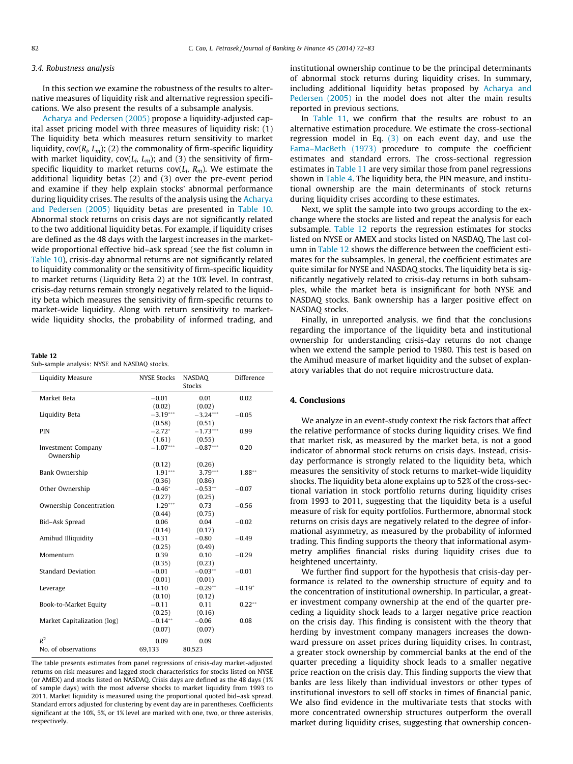### 3.4. Robustness analysis

In this section we examine the robustness of the results to alternative measures of liquidity risk and alternative regression specifications. We also present the results of a subsample analysis.

Acharya and Pedersen (2005) propose a liquidity-adjusted capital asset pricing model with three measures of liquidity risk: (1) The liquidity beta which measures return sensitivity to market liquidity, cov($R_i$, $L_m$); (2) the commonality of firm-specific liquidity with market liquidity, cov($L_i$, $L_m$); and (3) the sensitivity of firm-specific liquidity to market returns cov($L_i$, $R_m$). We estimate the additional liquidity betas (2) and (3) over the pre-event period and examine if they help explain stocks' abnormal performance during liquidity crises. The results of the analysis using the Acharya and Pedersen (2005) liquidity betas are presented in Table 10. Abnormal stock returns on crisis days are not significantly related to the two additional liquidity betas. For example, if liquidity crises are defined as the 48 days with the largest increases in the market-wide proportional effective bid–ask spread (see the fist column in Table 10), crisis-day abnormal returns are not significantly related to liquidity commonality or the sensitivity of firm-specific liquidity to market returns (Liquidity Beta 2) at the 10% level. In contrast, crisis-day returns remain strongly negatively related to the liquidity beta which measures the sensitivity of firm-specific returns to market-wide liquidity. Along with return sensitivity to market-wide liquidity shocks, the probability of informed trading, and institutional ownership continue to be the principal determinants of abnormal stock returns during liquidity crises. In summary, including additional liquidity betas proposed by Acharya and Pedersen (2005) in the model does not alter the main results reported in previous sections.

In Table 11, we confirm that the results are robust to an alternative estimation procedure. We estimate the cross-sectional regression model in Eq. (3) on each event day, and use the Fama–MacBeth (1973) procedure to compute the coefficient estimates and standard errors. The cross-sectional regression estimates in Table 11 are very similar those from panel regressions shown in Table 4. The liquidity beta, the PIN measure, and institutional ownership are the main determinants of stock returns during liquidity crises according to these estimates.

Next, we split the sample into two groups according to the exchange where the stocks are listed and repeat the analysis for each subsample. Table 12 reports the regression estimates for stocks listed on NYSE or AMEX and stocks listed on NASDAQ. The last column in Table 12 shows the difference between the coefficient estimates for the subsamples. In general, the coefficient estimates are quite similar for NYSE and NASDAQ stocks. The liquidity beta is significantly negatively related to crisis-day returns in both subsamples, while the market beta is insignificant for both NYSE and NASDAQ stocks. Bank ownership has a larger positive effect on NASDAQ stocks.

Finally, in unreported analysis, we find that the conclusions regarding the importance of the liquidity beta and institutional ownership for understanding crisis-day returns do not change when we extend the sample period to 1980. This test is based on the Amihud measure of market liquidity and the subset of explanatory variables that do not require microstructure data.

**Table 12**
Sub-sample analysis: NYSE and NASDAQ stocks.

| Liquidity Measure | NYSE Stocks | NASDAQ Stocks | Difference |
|---|---|---|---|
| Market Beta | −0.01 | 0.01 | 0.02 |
| | (0.02) | (0.02) | |
| Liquidity Beta | −3.19*** | −3.24*** | −0.05 |
| | (0.58) | (0.51) | |
| PIN | −2.72* | −1.73*** | 0.99 |
| | (1.61) | (0.55) | |
| Investment Company Ownership | −1.07*** | −0.87*** | 0.20 |
| | (0.12) | (0.26) | |
| Bank Ownership | 1.91*** | 3.79*** | 1.88** |
| | (0.36) | (0.86) | |
| Other Ownership | −0.46* | −0.53** | −0.07 |
| | (0.27) | (0.25) | |
| Ownership Concentration | 1.29*** | 0.73 | −0.56 |
| | (0.44) | (0.75) | |
| Bid–Ask Spread | 0.06 | 0.04 | −0.02 |
| | (0.14) | (0.17) | |
| Amihud Illiquidity | −0.31 | −0.80 | −0.49 |
| | (0.25) | (0.49) | |
| Momentum | 0.39 | 0.10 | −0.29 |
| | (0.35) | (0.23) | |
| Standard Deviation | −0.01 | −0.03** | −0.01 |
| | (0.01) | (0.01) | |
| Leverage | −0.10 | −0.29** | −0.19* |
| | (0.10) | (0.12) | |
| Book-to-Market Equity | −0.11 | 0.11 | 0.22** |
| | (0.25) | (0.16) | |
| Market Capitalization (log) | −0.14** | −0.06 | 0.08 |
| | (0.07) | (0.07) | |
| $R^2$ | 0.09 | 0.09 | |
| No. of observations | 69,133 | 80,523 | |

The table presents estimates from panel regressions of crisis-day market-adjusted returns on risk measures and lagged stock characteristics for stocks listed on NYSE (or AMEX) and stocks listed on NASDAQ. Crisis days are defined as the 48 days (1% of sample days) with the most adverse shocks to market liquidity from 1993 to 2011. Market liquidity is measured using the proportional quoted bid–ask spread. Standard errors adjusted for clustering by event day are in parentheses. Coefficients significant at the 10%, 5%, or 1% level are marked with one, two, or three asterisks, respectively.

## 4. Conclusions

We analyze in an event-study context the risk factors that affect the relative performance of stocks during liquidity crises. We find that market risk, as measured by the market beta, is not a good indicator of abnormal stock returns on crisis days. Instead, crisis-day performance is strongly related to the liquidity beta, which measures the sensitivity of stock returns to market-wide liquidity shocks. The liquidity beta alone explains up to 52% of the cross-sectional variation in stock portfolio returns during liquidity crises from 1993 to 2011, suggesting that the liquidity beta is a useful measure of risk for equity portfolios. Furthermore, abnormal stock returns on crisis days are negatively related to the degree of informational asymmetry, as measured by the probability of informed trading. This finding supports the theory that informational asymmetry amplifies financial risks during liquidity crises due to heightened uncertainty.

We further find support for the hypothesis that crisis-day performance is related to the ownership structure of equity and to the concentration of institutional ownership. In particular, a greater investment company ownership at the end of the quarter preceding a liquidity shock leads to a larger negative price reaction on the crisis day. This finding is consistent with the theory that herding by investment company managers increases the downward pressure on asset prices during liquidity crises. In contrast, a greater stock ownership by commercial banks at the end of the quarter preceding a liquidity shock leads to a smaller negative price reaction on the crisis day. This finding supports the view that banks are less likely than individual investors or other types of institutional investors to sell off stocks in times of financial panic. We also find evidence in the multivariate tests that stocks with more concentrated ownership structures outperform the overall market during liquidity crises, suggesting that ownership concen-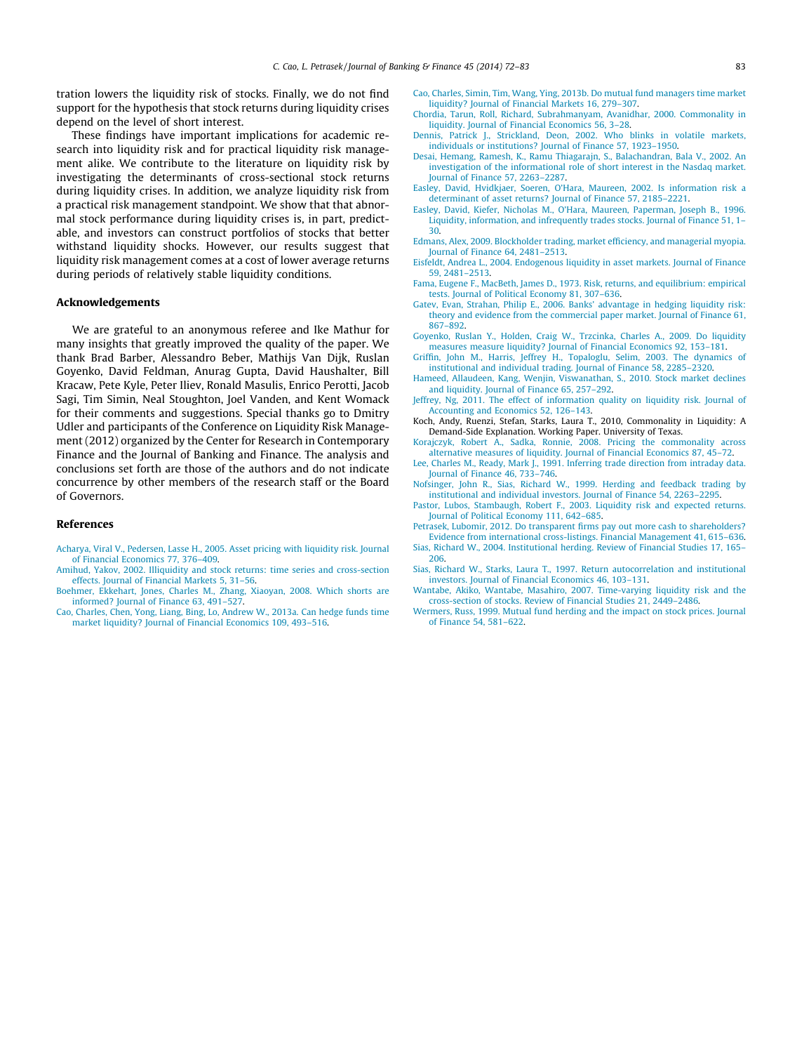tration lowers the liquidity risk of stocks. Finally, we do not find support for the hypothesis that stock returns during liquidity crises depend on the level of short interest.

These findings have important implications for academic research into liquidity risk and for practical liquidity risk management alike. We contribute to the literature on liquidity risk by investigating the determinants of cross-sectional stock returns during liquidity crises. In addition, we analyze liquidity risk from a practical risk management standpoint. We show that that abnormal stock performance during liquidity crises is, in part, predictable, and investors can construct portfolios of stocks that better withstand liquidity shocks. However, our results suggest that liquidity risk management comes at a cost of lower average returns during periods of relatively stable liquidity conditions.

## Acknowledgements

We are grateful to an anonymous referee and Ike Mathur for many insights that greatly improved the quality of the paper. We thank Brad Barber, Alessandro Beber, Mathijs Van Dijk, Ruslan Goyenko, David Feldman, Anurag Gupta, David Haushalter, Bill Kracaw, Pete Kyle, Peter Iliev, Ronald Masulis, Enrico Perotti, Jacob Sagi, Tim Simin, Neal Stoughton, Joel Vanden, and Kent Womack for their comments and suggestions. Special thanks go to Dmitry Udler and participants of the Conference on Liquidity Risk Management (2012) organized by the Center for Research in Contemporary Finance and the Journal of Banking and Finance. The analysis and conclusions set forth are those of the authors and do not indicate concurrence by other members of the research staff or the Board of Governors.

## References

Acharya, Viral V., Pedersen, Lasse H., 2005. Asset pricing with liquidity risk. Journal of Financial Economics 77, 376–409.

Amihud, Yakov, 2002. Illiquidity and stock returns: time series and cross-section effects. Journal of Financial Markets 5, 31–56.

Boehmer, Ekkehart, Jones, Charles M., Zhang, Xiaoyan, 2008. Which shorts are informed? Journal of Finance 63, 491–527.

Cao, Charles, Chen, Yong, Liang, Bing, Lo, Andrew W., 2013a. Can hedge funds time market liquidity? Journal of Financial Economics 109, 493–516.

Cao, Charles, Simin, Tim, Wang, Ying, 2013b. Do mutual fund managers time market liquidity? Journal of Financial Markets 16, 279–307.

Chordia, Tarun, Roll, Richard, Subrahmanyam, Avanidhar, 2000. Commonality in liquidity. Journal of Financial Economics 56, 3–28.

Dennis, Patrick J., Strickland, Deon, 2002. Who blinks in volatile markets, individuals or institutions? Journal of Finance 57, 1923–1950.

Desai, Hemang, Ramesh, K., Ramu Thiagarajn, S., Balachandran, Bala V., 2002. An investigation of the informational role of short interest in the Nasdaq market. Journal of Finance 57, 2263–2287.

Easley, David, Hvidkjaer, Soeren, O'Hara, Maureen, 2002. Is information risk a determinant of asset returns? Journal of Finance 57, 2185–2221.

Easley, David, Kiefer, Nicholas M., O'Hara, Maureen, Paperman, Joseph B., 1996. Liquidity, information, and infrequently trades stocks. Journal of Finance 51, 1–30.

Edmans, Alex, 2009. Blockholder trading, market efficiency, and managerial myopia. Journal of Finance 64, 2481–2513.

Eisfeldt, Andrea L., 2004. Endogenous liquidity in asset markets. Journal of Finance 59, 2481–2513.

Fama, Eugene F., MacBeth, James D., 1973. Risk, returns, and equilibrium: empirical tests. Journal of Political Economy 81, 307–636.

Gatev, Evan, Strahan, Philip E., 2006. Banks' advantage in hedging liquidity risk: theory and evidence from the commercial paper market. Journal of Finance 61, 867–892.

Goyenko, Ruslan Y., Holden, Craig W., Trzcinka, Charles A., 2009. Do liquidity measures measure liquidity? Journal of Financial Economics 92, 153–181.

Griffin, John M., Harris, Jeffrey H., Topaloglu, Selim, 2003. The dynamics of institutional and individual trading. Journal of Finance 58, 2285–2320.

Hameed, Allaudeen, Kang, Wenjin, Viswanathan, S., 2010. Stock market declines and liquidity. Journal of Finance 65, 257–292.

Jeffrey, Ng, 2011. The effect of information quality on liquidity risk. Journal of Accounting and Economics 52, 126–143.

Koch, Andy, Ruenzi, Stefan, Starks, Laura T., 2010, Commonality in Liquidity: A Demand-Side Explanation. Working Paper. University of Texas.

Korajczyk, Robert A., Sadka, Ronnie, 2008. Pricing the commonality across alternative measures of liquidity. Journal of Financial Economics 87, 45–72.

Lee, Charles M., Ready, Mark J., 1991. Inferring trade direction from intraday data. Journal of Finance 46, 733–746.

Nofsinger, John R., Sias, Richard W., 1999. Herding and feedback trading by institutional and individual investors. Journal of Finance 54, 2263–2295.

Pastor, Lubos, Stambaugh, Robert F., 2003. Liquidity risk and expected returns. Journal of Political Economy 111, 642–685.

Petrasek, Lubomir, 2012. Do transparent firms pay out more cash to shareholders? Evidence from international cross-listings. Financial Management 41, 615–636.

Sias, Richard W., 2004. Institutional herding. Review of Financial Studies 17, 165–206.

Sias, Richard W., Starks, Laura T., 1997. Return autocorrelation and institutional investors. Journal of Financial Economics 46, 103–131.

Wantabe, Akiko, Wantabe, Masahiro, 2007. Time-varying liquidity risk and the cross-section of stocks. Review of Financial Studies 21, 2449–2486.

Wermers, Russ, 1999. Mutual fund herding and the impact on stock prices. Journal of Finance 54, 581–622.